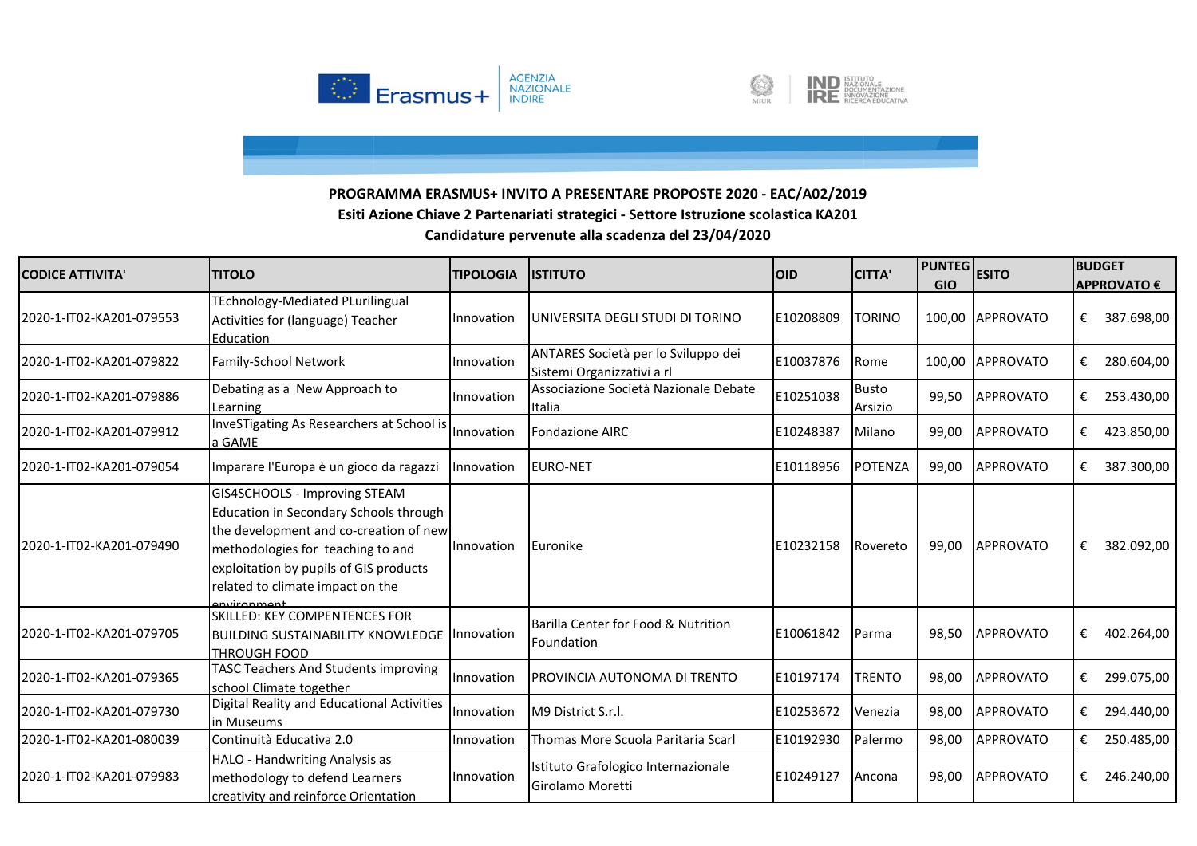**PROGRAMMA ERASMUS+ INVITO A PRESENTARE PROPOSTE 2020 - EAC/A02/2019**

**Esiti Azione Chiave 2 Partenariati strategici - Settore Istruzione scolastica KA201**

**Candidature pervenute alla scadenza del 23/04/2020**

| CODICE ATTIVITA' | TITOLO | TIPOLOGIA | ISTITUTO | OID | CITTA' | PUNTEGGIO | ESITO | BUDGET APPROVATO € |
|---|---|---|---|---|---|---|---|---|
| 2020-1-IT02-KA201-079553 | TEchnology-Mediated PLurilingual Activities for (language) Teacher Education | Innovation | UNIVERSITA DEGLI STUDI DI TORINO | E10208809 | TORINO | 100,00 | APPROVATO | € 387.698,00 |
| 2020-1-IT02-KA201-079822 | Family-School Network | Innovation | ANTARES Società per lo Sviluppo dei Sistemi Organizzativi a rl | E10037876 | Rome | 100,00 | APPROVATO | € 280.604,00 |
| 2020-1-IT02-KA201-079886 | Debating as a New Approach to Learning | Innovation | Associazione Società Nazionale Debate Italia | E10251038 | Busto Arsizio | 99,50 | APPROVATO | € 253.430,00 |
| 2020-1-IT02-KA201-079912 | InveSTigating As Researchers at School is a GAME | Innovation | Fondazione AIRC | E10248387 | Milano | 99,00 | APPROVATO | € 423.850,00 |
| 2020-1-IT02-KA201-079054 | Imparare l'Europa è un gioco da ragazzi | Innovation | EURO-NET | E10118956 | POTENZA | 99,00 | APPROVATO | € 387.300,00 |
| 2020-1-IT02-KA201-079490 | GIS4SCHOOLS - Improving STEAM Education in Secondary Schools through the development and co-creation of new methodologies for teaching to and exploitation by pupils of GIS products related to climate impact on the environment | Innovation | Euronike | E10232158 | Rovereto | 99,00 | APPROVATO | € 382.092,00 |
| 2020-1-IT02-KA201-079705 | SKILLED: KEY COMPENTENCES FOR BUILDING SUSTAINABILITY KNOWLEDGE THROUGH FOOD | Innovation | Barilla Center for Food & Nutrition Foundation | E10061842 | Parma | 98,50 | APPROVATO | € 402.264,00 |
| 2020-1-IT02-KA201-079365 | TASC Teachers And Students improving school Climate together | Innovation | PROVINCIA AUTONOMA DI TRENTO | E10197174 | TRENTO | 98,00 | APPROVATO | € 299.075,00 |
| 2020-1-IT02-KA201-079730 | Digital Reality and Educational Activities in Museums | Innovation | M9 District S.r.l. | E10253672 | Venezia | 98,00 | APPROVATO | € 294.440,00 |
| 2020-1-IT02-KA201-080039 | Continuità Educativa 2.0 | Innovation | Thomas More Scuola Paritaria Scarl | E10192930 | Palermo | 98,00 | APPROVATO | € 250.485,00 |
| 2020-1-IT02-KA201-079983 | HALO - Handwriting Analysis as methodology to defend Learners creativity and reinforce Orientation | Innovation | Istituto Grafologico Internazionale Girolamo Moretti | E10249127 | Ancona | 98,00 | APPROVATO | € 246.240,00 |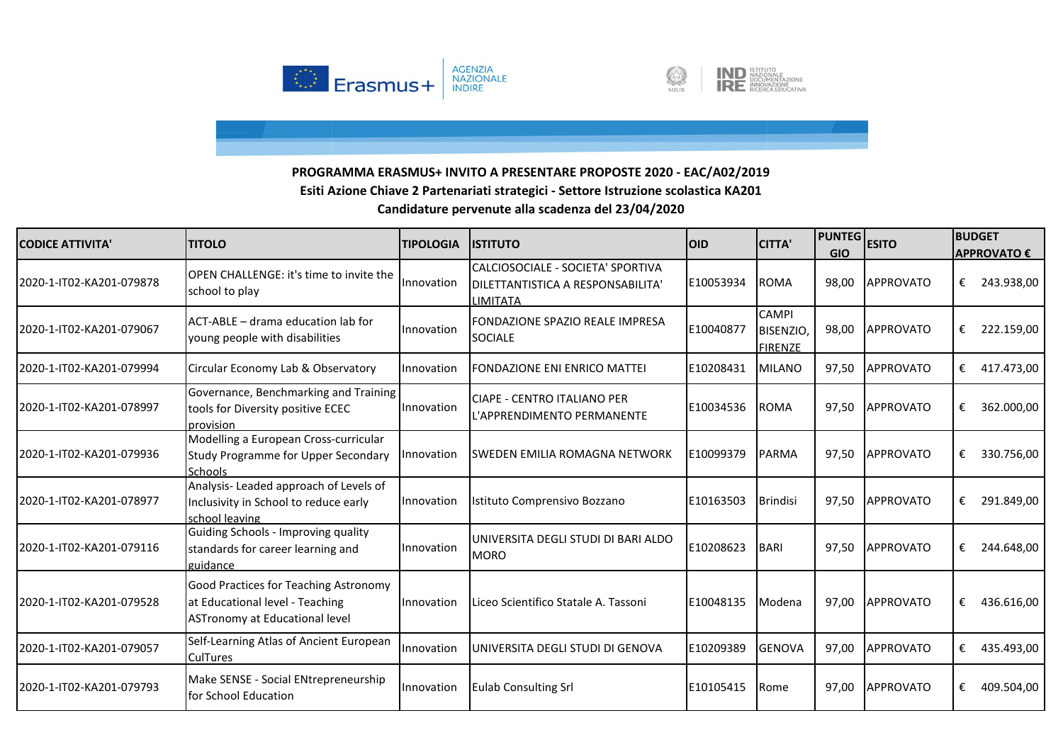**PROGRAMMA ERASMUS+ INVITO A PRESENTARE PROPOSTE 2020 - EAC/A02/2019**

**Esiti Azione Chiave 2 Partenariati strategici - Settore Istruzione scolastica KA201**

**Candidature pervenute alla scadenza del 23/04/2020**

| CODICE ATTIVITA' | TITOLO | TIPOLOGIA | ISTITUTO | OID | CITTA' | PUNTEGGIO | ESITO | BUDGET APPROVATO € |
|---|---|---|---|---|---|---|---|---|
| 2020-1-IT02-KA201-079878 | OPEN CHALLENGE: it's time to invite the school to play | Innovation | CALCIOSOCIALE - SOCIETA' SPORTIVA DILETTANTISTICA A RESPONSABILITA' LIMITATA | E10053934 | ROMA | 98,00 | APPROVATO | € 243.938,00 |
| 2020-1-IT02-KA201-079067 | ACT-ABLE – drama education lab for young people with disabilities | Innovation | FONDAZIONE SPAZIO REALE IMPRESA SOCIALE | E10040877 | CAMPI BISENZIO, FIRENZE | 98,00 | APPROVATO | € 222.159,00 |
| 2020-1-IT02-KA201-079994 | Circular Economy Lab & Observatory | Innovation | FONDAZIONE ENI ENRICO MATTEI | E10208431 | MILANO | 97,50 | APPROVATO | € 417.473,00 |
| 2020-1-IT02-KA201-078997 | Governance, Benchmarking and Training tools for Diversity positive ECEC provision | Innovation | CIAPE - CENTRO ITALIANO PER L'APPRENDIMENTO PERMANENTE | E10034536 | ROMA | 97,50 | APPROVATO | € 362.000,00 |
| 2020-1-IT02-KA201-079936 | Modelling a European Cross-curricular Study Programme for Upper Secondary Schools | Innovation | SWEDEN EMILIA ROMAGNA NETWORK | E10099379 | PARMA | 97,50 | APPROVATO | € 330.756,00 |
| 2020-1-IT02-KA201-078977 | Analysis- Leaded approach of Levels of Inclusivity in School to reduce early school leaving | Innovation | Istituto Comprensivo Bozzano | E10163503 | Brindisi | 97,50 | APPROVATO | € 291.849,00 |
| 2020-1-IT02-KA201-079116 | Guiding Schools - Improving quality standards for career learning and guidance | Innovation | UNIVERSITA DEGLI STUDI DI BARI ALDO MORO | E10208623 | BARI | 97,50 | APPROVATO | € 244.648,00 |
| 2020-1-IT02-KA201-079528 | Good Practices for Teaching Astronomy at Educational level - Teaching ASTronomy at Educational level | Innovation | Liceo Scientifico Statale A. Tassoni | E10048135 | Modena | 97,00 | APPROVATO | € 436.616,00 |
| 2020-1-IT02-KA201-079057 | Self-Learning Atlas of Ancient European CulTures | Innovation | UNIVERSITA DEGLI STUDI DI GENOVA | E10209389 | GENOVA | 97,00 | APPROVATO | € 435.493,00 |
| 2020-1-IT02-KA201-079793 | Make SENSE - Social ENtrepreneurship for School Education | Innovation | Eulab Consulting Srl | E10105415 | Rome | 97,00 | APPROVATO | € 409.504,00 |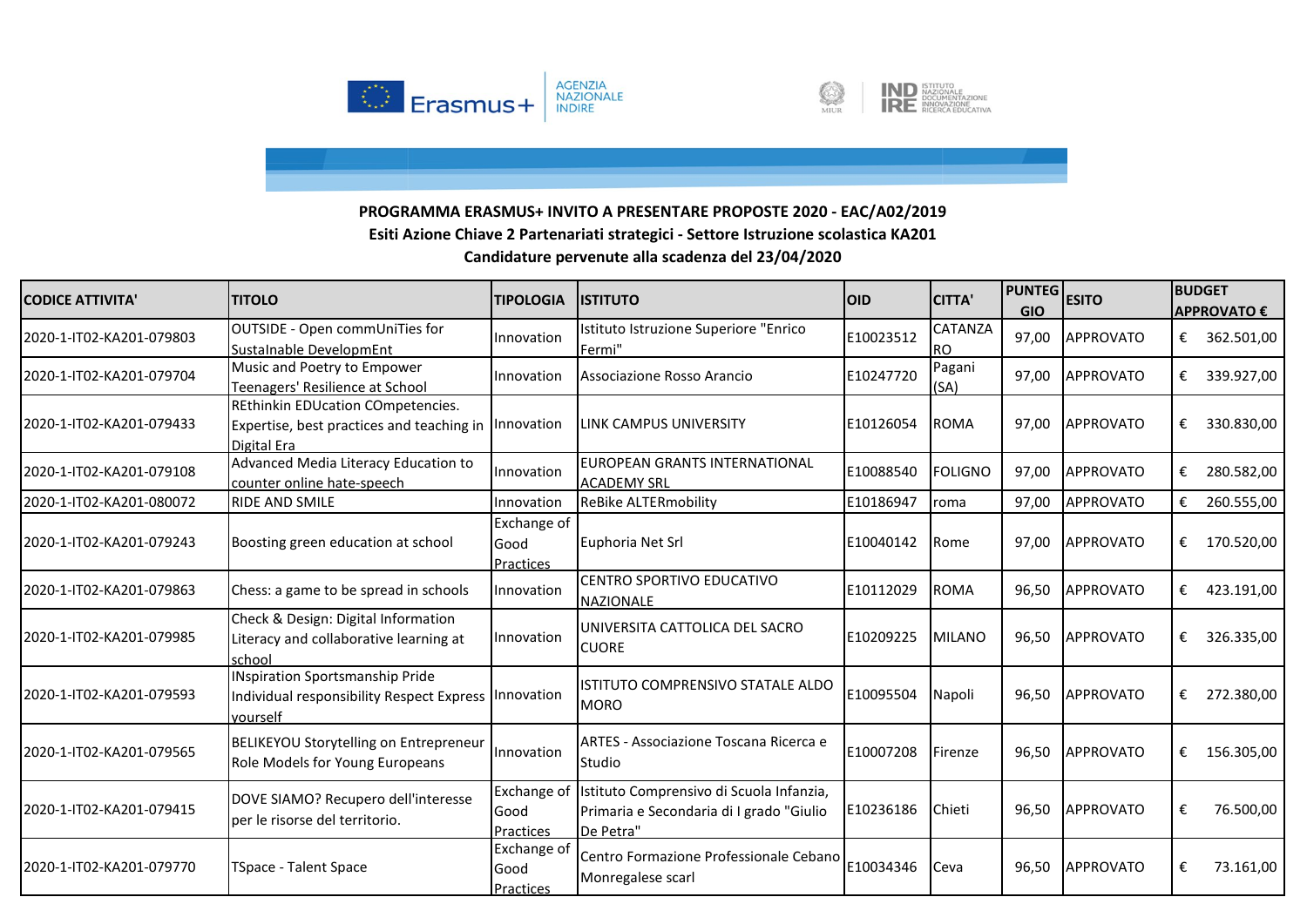**PROGRAMMA ERASMUS+ INVITO A PRESENTARE PROPOSTE 2020 - EAC/A02/2019**

**Esiti Azione Chiave 2 Partenariati strategici - Settore Istruzione scolastica KA201**

**Candidature pervenute alla scadenza del 23/04/2020**

| CODICE ATTIVITA' | TITOLO | TIPOLOGIA | ISTITUTO | OID | CITTA' | PUNTEGGIO | ESITO | BUDGET APPROVATO € |
|---|---|---|---|---|---|---|---|---|
| 2020-1-IT02-KA201-079803 | OUTSIDE - Open commUniTies for SustaInable DevelopmEnt | Innovation | Istituto Istruzione Superiore "Enrico Fermi" | E10023512 | CATANZARO | 97,00 | APPROVATO | € 362.501,00 |
| 2020-1-IT02-KA201-079704 | Music and Poetry to Empower Teenagers' Resilience at School | Innovation | Associazione Rosso Arancio | E10247720 | Pagani (SA) | 97,00 | APPROVATO | € 339.927,00 |
| 2020-1-IT02-KA201-079433 | REthinkin EDUcation COmpetencies. Expertise, best practices and teaching in Digital Era | Innovation | LINK CAMPUS UNIVERSITY | E10126054 | ROMA | 97,00 | APPROVATO | € 330.830,00 |
| 2020-1-IT02-KA201-079108 | Advanced Media Literacy Education to counter online hate-speech | Innovation | EUROPEAN GRANTS INTERNATIONAL ACADEMY SRL | E10088540 | FOLIGNO | 97,00 | APPROVATO | € 280.582,00 |
| 2020-1-IT02-KA201-080072 | RIDE AND SMILE | Innovation | ReBike ALTERmobility | E10186947 | roma | 97,00 | APPROVATO | € 260.555,00 |
| 2020-1-IT02-KA201-079243 | Boosting green education at school | Exchange of Good Practices | Euphoria Net Srl | E10040142 | Rome | 97,00 | APPROVATO | € 170.520,00 |
| 2020-1-IT02-KA201-079863 | Chess: a game to be spread in schools | Innovation | CENTRO SPORTIVO EDUCATIVO NAZIONALE | E10112029 | ROMA | 96,50 | APPROVATO | € 423.191,00 |
| 2020-1-IT02-KA201-079985 | Check & Design: Digital Information Literacy and collaborative learning at school | Innovation | UNIVERSITA CATTOLICA DEL SACRO CUORE | E10209225 | MILANO | 96,50 | APPROVATO | € 326.335,00 |
| 2020-1-IT02-KA201-079593 | INspiration Sportsmanship Pride Individual responsibility Respect Express yourself | Innovation | ISTITUTO COMPRENSIVO STATALE ALDO MORO | E10095504 | Napoli | 96,50 | APPROVATO | € 272.380,00 |
| 2020-1-IT02-KA201-079565 | BELIKEYOU Storytelling on Entrepreneur Role Models for Young Europeans | Innovation | ARTES - Associazione Toscana Ricerca e Studio | E10007208 | Firenze | 96,50 | APPROVATO | € 156.305,00 |
| 2020-1-IT02-KA201-079415 | DOVE SIAMO? Recupero dell'interesse per le risorse del territorio. | Exchange of Good Practices | Istituto Comprensivo di Scuola Infanzia, Primaria e Secondaria di I grado "Giulio De Petra" | E10236186 | Chieti | 96,50 | APPROVATO | € 76.500,00 |
| 2020-1-IT02-KA201-079770 | TSpace - Talent Space | Exchange of Good Practices | Centro Formazione Professionale Cebano Monregalese scarl | E10034346 | Ceva | 96,50 | APPROVATO | € 73.161,00 |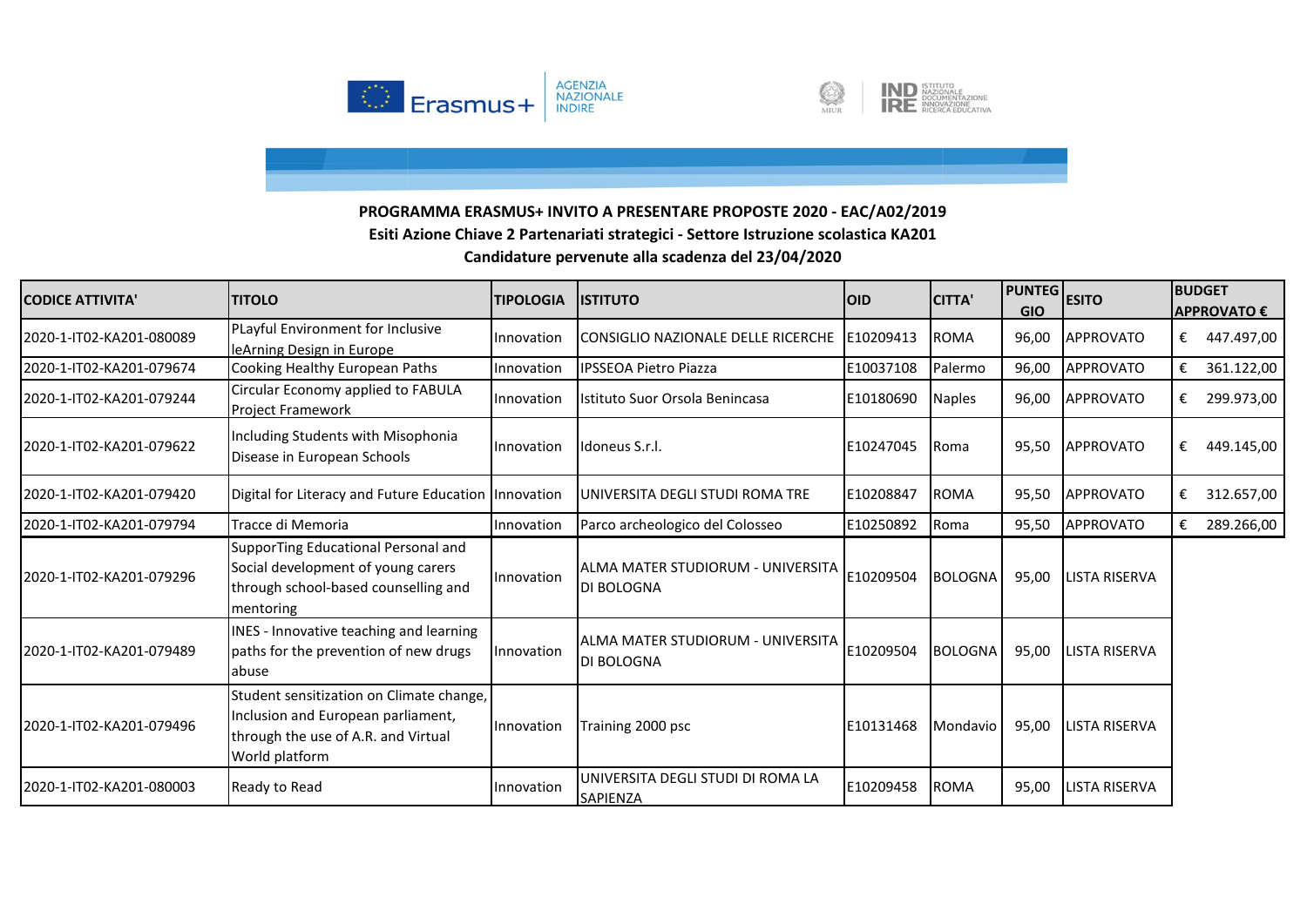**PROGRAMMA ERASMUS+ INVITO A PRESENTARE PROPOSTE 2020 - EAC/A02/2019**
**Esiti Azione Chiave 2 Partenariati strategici - Settore Istruzione scolastica KA201**
**Candidature pervenute alla scadenza del 23/04/2020**

| CODICE ATTIVITA' | TITOLO | TIPOLOGIA | ISTITUTO | OID | CITTA' | PUNTEGGIO | ESITO | BUDGET APPROVATO € |
|---|---|---|---|---|---|---|---|---|
| 2020-1-IT02-KA201-080089 | PLayful Environment for Inclusive leArning Design in Europe | Innovation | CONSIGLIO NAZIONALE DELLE RICERCHE | E10209413 | ROMA | 96,00 | APPROVATO | € 447.497,00 |
| 2020-1-IT02-KA201-079674 | Cooking Healthy European Paths | Innovation | IPSSEOA Pietro Piazza | E10037108 | Palermo | 96,00 | APPROVATO | € 361.122,00 |
| 2020-1-IT02-KA201-079244 | Circular Economy applied to FABULA Project Framework | Innovation | Istituto Suor Orsola Benincasa | E10180690 | Naples | 96,00 | APPROVATO | € 299.973,00 |
| 2020-1-IT02-KA201-079622 | Including Students with Misophonia Disease in European Schools | Innovation | Idoneus S.r.l. | E10247045 | Roma | 95,50 | APPROVATO | € 449.145,00 |
| 2020-1-IT02-KA201-079420 | Digital for Literacy and Future Education | Innovation | UNIVERSITA DEGLI STUDI ROMA TRE | E10208847 | ROMA | 95,50 | APPROVATO | € 312.657,00 |
| 2020-1-IT02-KA201-079794 | Tracce di Memoria | Innovation | Parco archeologico del Colosseo | E10250892 | Roma | 95,50 | APPROVATO | € 289.266,00 |
| 2020-1-IT02-KA201-079296 | SupporTing Educational Personal and Social development of young carers through school-based counselling and mentoring | Innovation | ALMA MATER STUDIORUM - UNIVERSITA DI BOLOGNA | E10209504 | BOLOGNA | 95,00 | LISTA RISERVA | |
| 2020-1-IT02-KA201-079489 | INES - Innovative teaching and learning paths for the prevention of new drugs abuse | Innovation | ALMA MATER STUDIORUM - UNIVERSITA DI BOLOGNA | E10209504 | BOLOGNA | 95,00 | LISTA RISERVA | |
| 2020-1-IT02-KA201-079496 | Student sensitization on Climate change, Inclusion and European parliament, through the use of A.R. and Virtual World platform | Innovation | Training 2000 psc | E10131468 | Mondavio | 95,00 | LISTA RISERVA | |
| 2020-1-IT02-KA201-080003 | Ready to Read | Innovation | UNIVERSITA DEGLI STUDI DI ROMA LA SAPIENZA | E10209458 | ROMA | 95,00 | LISTA RISERVA | |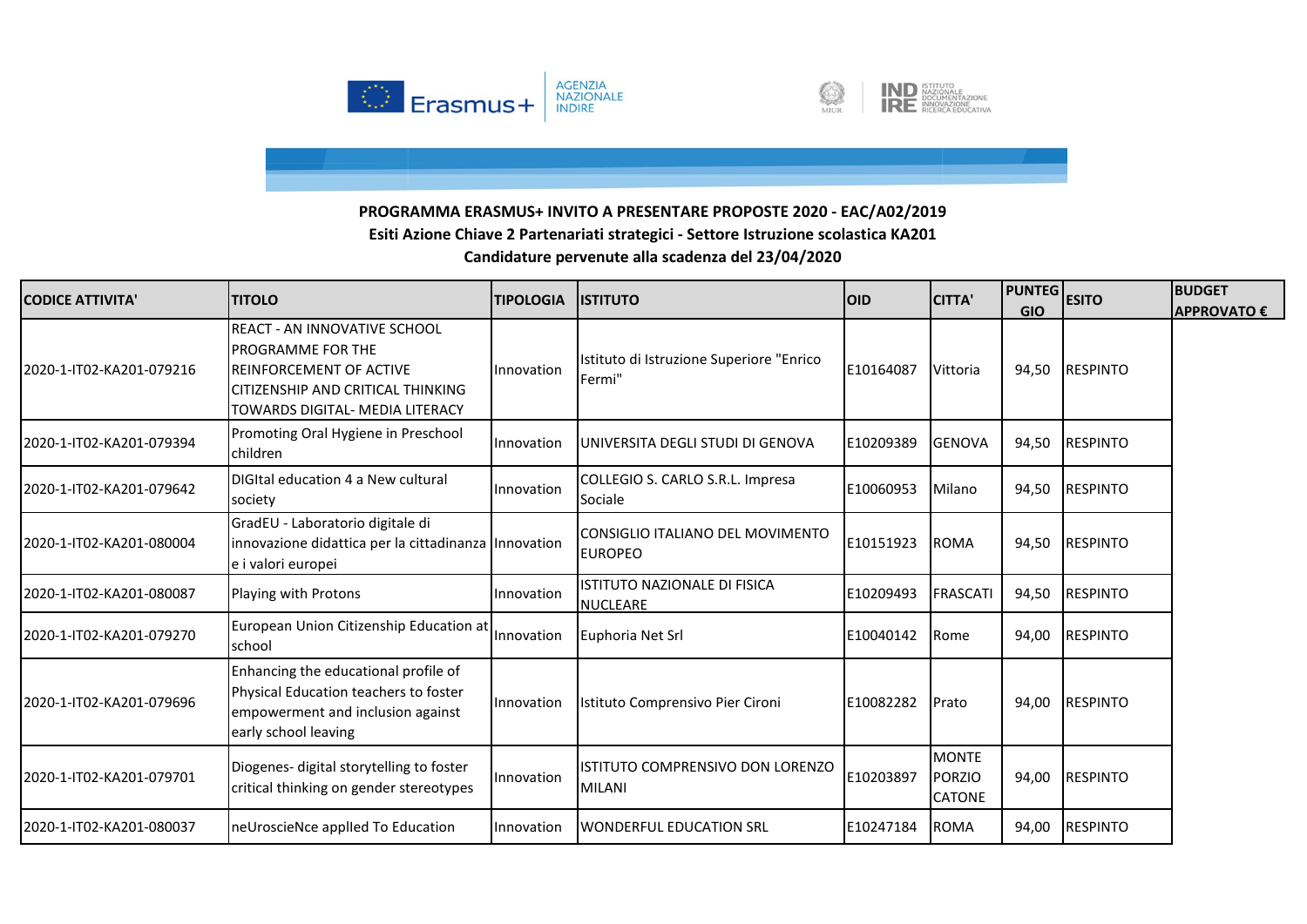**PROGRAMMA ERASMUS+ INVITO A PRESENTARE PROPOSTE 2020 - EAC/A02/2019**
**Esiti Azione Chiave 2 Partenariati strategici - Settore Istruzione scolastica KA201**
**Candidature pervenute alla scadenza del 23/04/2020**

| CODICE ATTIVITA' | TITOLO | TIPOLOGIA | ISTITUTO | OID | CITTA' | PUNTEGGIO | ESITO | BUDGET APPROVATO € |
|---|---|---|---|---|---|---|---|---|
| 2020-1-IT02-KA201-079216 | REACT - AN INNOVATIVE SCHOOL PROGRAMME FOR THE REINFORCEMENT OF ACTIVE CITIZENSHIP AND CRITICAL THINKING TOWARDS DIGITAL- MEDIA LITERACY | Innovation | Istituto di Istruzione Superiore "Enrico Fermi" | E10164087 | Vittoria | 94,50 | RESPINTO | |
| 2020-1-IT02-KA201-079394 | Promoting Oral Hygiene in Preschool children | Innovation | UNIVERSITA DEGLI STUDI DI GENOVA | E10209389 | GENOVA | 94,50 | RESPINTO | |
| 2020-1-IT02-KA201-079642 | DIGItal education 4 a New cultural society | Innovation | COLLEGIO S. CARLO S.R.L. Impresa Sociale | E10060953 | Milano | 94,50 | RESPINTO | |
| 2020-1-IT02-KA201-080004 | GradEU - Laboratorio digitale di innovazione didattica per la cittadinanza e i valori europei | Innovation | CONSIGLIO ITALIANO DEL MOVIMENTO EUROPEO | E10151923 | ROMA | 94,50 | RESPINTO | |
| 2020-1-IT02-KA201-080087 | Playing with Protons | Innovation | ISTITUTO NAZIONALE DI FISICA NUCLEARE | E10209493 | FRASCATI | 94,50 | RESPINTO | |
| 2020-1-IT02-KA201-079270 | European Union Citizenship Education at school | Innovation | Euphoria Net Srl | E10040142 | Rome | 94,00 | RESPINTO | |
| 2020-1-IT02-KA201-079696 | Enhancing the educational profile of Physical Education teachers to foster empowerment and inclusion against early school leaving | Innovation | Istituto Comprensivo Pier Cironi | E10082282 | Prato | 94,00 | RESPINTO | |
| 2020-1-IT02-KA201-079701 | Diogenes- digital storytelling to foster critical thinking on gender stereotypes | Innovation | ISTITUTO COMPRENSIVO DON LORENZO MILANI | E10203897 | MONTE PORZIO CATONE | 94,00 | RESPINTO | |
| 2020-1-IT02-KA201-080037 | neUroscieNce applled To Education | Innovation | WONDERFUL EDUCATION SRL | E10247184 | ROMA | 94,00 | RESPINTO | |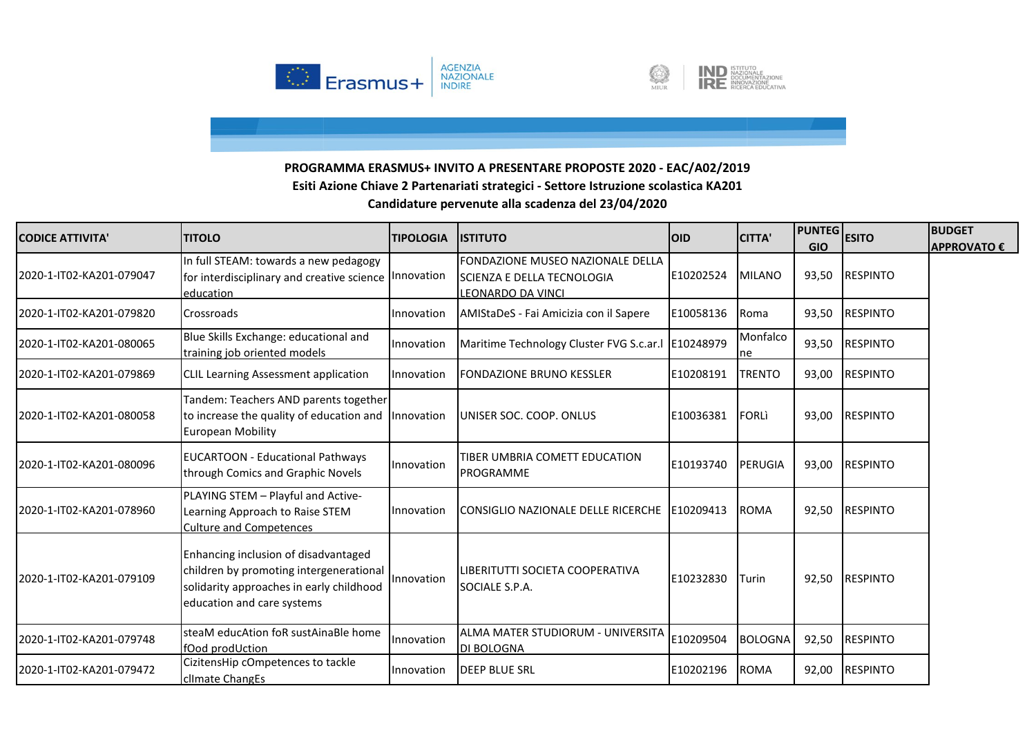**PROGRAMMA ERASMUS+ INVITO A PRESENTARE PROPOSTE 2020 - EAC/A02/2019**

**Esiti Azione Chiave 2 Partenariati strategici - Settore Istruzione scolastica KA201**

**Candidature pervenute alla scadenza del 23/04/2020**

| CODICE ATTIVITA' | TITOLO | TIPOLOGIA | ISTITUTO | OID | CITTA' | PUNTEGGIO | ESITO | BUDGET APPROVATO € |
|---|---|---|---|---|---|---|---|---|
| 2020-1-IT02-KA201-079047 | In full STEAM: towards a new pedagogy for interdisciplinary and creative science education | Innovation | FONDAZIONE MUSEO NAZIONALE DELLA SCIENZA E DELLA TECNOLOGIA LEONARDO DA VINCI | E10202524 | MILANO | 93,50 | RESPINTO | |
| 2020-1-IT02-KA201-079820 | Crossroads | Innovation | AMIStaDeS - Fai Amicizia con il Sapere | E10058136 | Roma | 93,50 | RESPINTO | |
| 2020-1-IT02-KA201-080065 | Blue Skills Exchange: educational and training job oriented models | Innovation | Maritime Technology Cluster FVG S.c.ar.l | E10248979 | Monfalcone | 93,50 | RESPINTO | |
| 2020-1-IT02-KA201-079869 | CLIL Learning Assessment application | Innovation | FONDAZIONE BRUNO KESSLER | E10208191 | TRENTO | 93,00 | RESPINTO | |
| 2020-1-IT02-KA201-080058 | Tandem: Teachers AND parents together to increase the quality of education and European Mobility | Innovation | UNISER SOC. COOP. ONLUS | E10036381 | FORLì | 93,00 | RESPINTO | |
| 2020-1-IT02-KA201-080096 | EUCARTOON - Educational Pathways through Comics and Graphic Novels | Innovation | TIBER UMBRIA COMETT EDUCATION PROGRAMME | E10193740 | PERUGIA | 93,00 | RESPINTO | |
| 2020-1-IT02-KA201-078960 | PLAYING STEM – Playful and Active-Learning Approach to Raise STEM Culture and Competences | Innovation | CONSIGLIO NAZIONALE DELLE RICERCHE | E10209413 | ROMA | 92,50 | RESPINTO | |
| 2020-1-IT02-KA201-079109 | Enhancing inclusion of disadvantaged children by promoting intergenerational solidarity approaches in early childhood education and care systems | Innovation | LIBERITUTTI SOCIETA COOPERATIVA SOCIALE S.P.A. | E10232830 | Turin | 92,50 | RESPINTO | |
| 2020-1-IT02-KA201-079748 | steaM educAtion foR sustAinaBle home fOod prodUction | Innovation | ALMA MATER STUDIORUM - UNIVERSITA DI BOLOGNA | E10209504 | BOLOGNA | 92,50 | RESPINTO | |
| 2020-1-IT02-KA201-079472 | CizitensHip cOmpetences to tackle clImate ChangEs | Innovation | DEEP BLUE SRL | E10202196 | ROMA | 92,00 | RESPINTO | |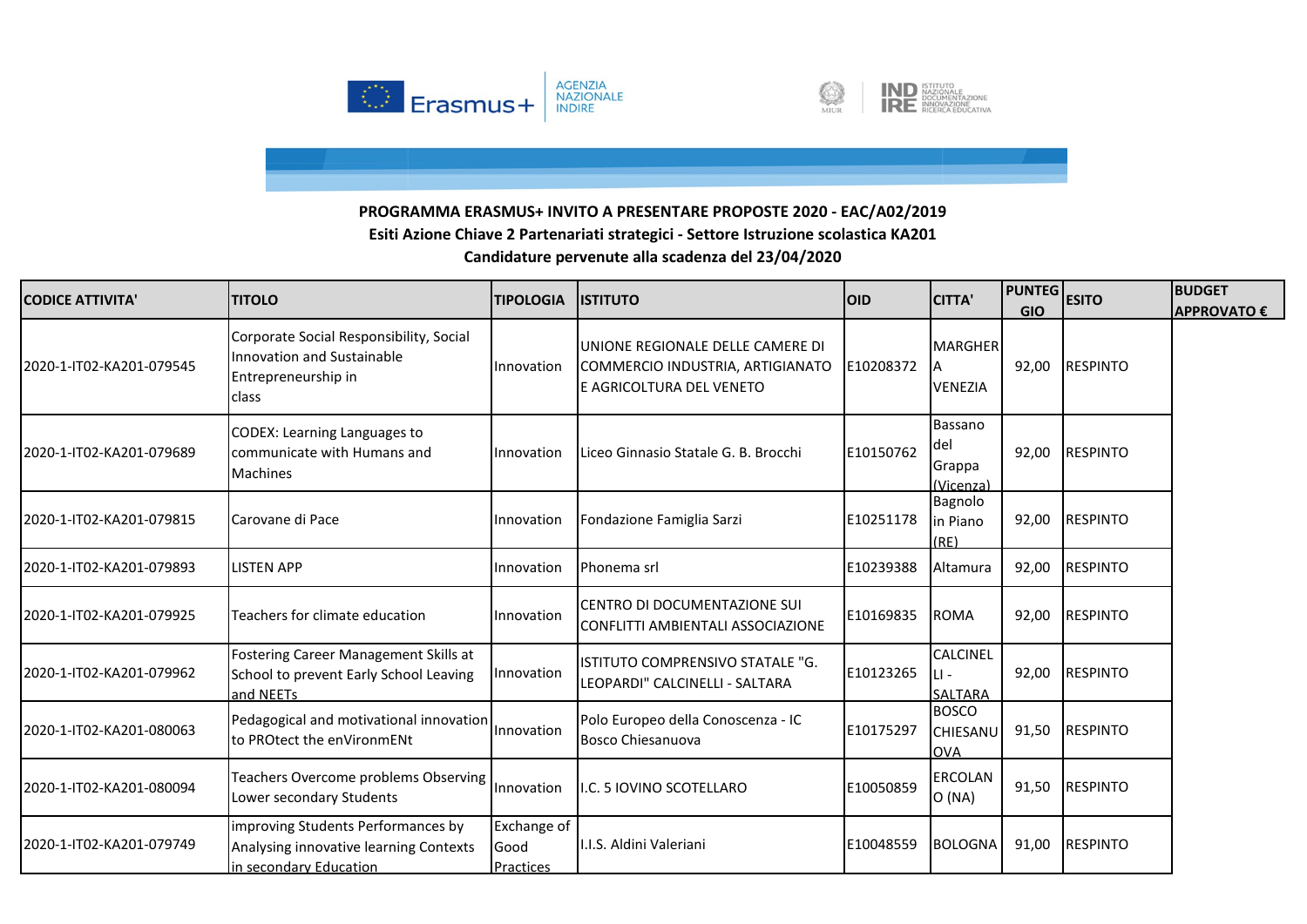**PROGRAMMA ERASMUS+ INVITO A PRESENTARE PROPOSTE 2020 - EAC/A02/2019**

**Esiti Azione Chiave 2 Partenariati strategici - Settore Istruzione scolastica KA201**

**Candidature pervenute alla scadenza del 23/04/2020**

| CODICE ATTIVITA' | TITOLO | TIPOLOGIA | ISTITUTO | OID | CITTA' | PUNTEGGIO | ESITO | BUDGET APPROVATO € |
|---|---|---|---|---|---|---|---|---|
| 2020-1-IT02-KA201-079545 | Corporate Social Responsibility, Social Innovation and Sustainable Entrepreneurship in class | Innovation | UNIONE REGIONALE DELLE CAMERE DI COMMERCIO INDUSTRIA, ARTIGIANATO E AGRICOLTURA DEL VENETO | E10208372 | MARGHERA VENEZIA | 92,00 | RESPINTO | |
| 2020-1-IT02-KA201-079689 | CODEX: Learning Languages to communicate with Humans and Machines | Innovation | Liceo Ginnasio Statale G. B. Brocchi | E10150762 | Bassano del Grappa (Vicenza) | 92,00 | RESPINTO | |
| 2020-1-IT02-KA201-079815 | Carovane di Pace | Innovation | Fondazione Famiglia Sarzi | E10251178 | Bagnolo in Piano (RE) | 92,00 | RESPINTO | |
| 2020-1-IT02-KA201-079893 | LISTEN APP | Innovation | Phonema srl | E10239388 | Altamura | 92,00 | RESPINTO | |
| 2020-1-IT02-KA201-079925 | Teachers for climate education | Innovation | CENTRO DI DOCUMENTAZIONE SUI CONFLITTI AMBIENTALI ASSOCIAZIONE | E10169835 | ROMA | 92,00 | RESPINTO | |
| 2020-1-IT02-KA201-079962 | Fostering Career Management Skills at School to prevent Early School Leaving and NEETs | Innovation | ISTITUTO COMPRENSIVO STATALE "G. LEOPARDI" CALCINELLI - SALTARA | E10123265 | CALCINELLI - SALTARA | 92,00 | RESPINTO | |
| 2020-1-IT02-KA201-080063 | Pedagogical and motivational innovation to PROtect the enVironmENt | Innovation | Polo Europeo della Conoscenza - IC Bosco Chiesanuova | E10175297 | BOSCO CHIESANUOVA | 91,50 | RESPINTO | |
| 2020-1-IT02-KA201-080094 | Teachers Overcome problems Observing Lower secondary Students | Innovation | I.C. 5 IOVINO SCOTELLARO | E10050859 | ERCOLANO (NA) | 91,50 | RESPINTO | |
| 2020-1-IT02-KA201-079749 | improving Students Performances by Analysing innovative learning Contexts in secondary Education | Exchange of Good Practices | I.I.S. Aldini Valeriani | E10048559 | BOLOGNA | 91,00 | RESPINTO | |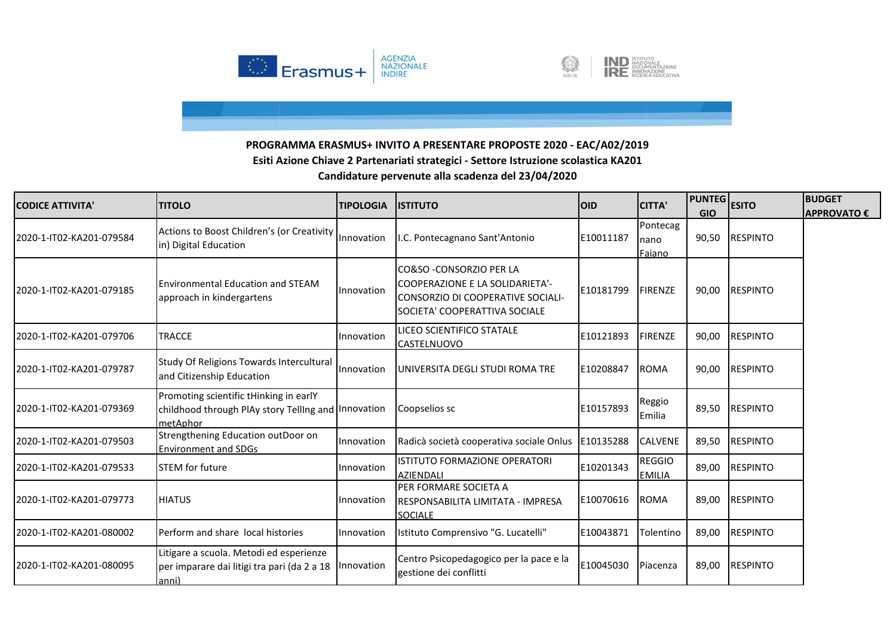**PROGRAMMA ERASMUS+ INVITO A PRESENTARE PROPOSTE 2020 - EAC/A02/2019**

**Esiti Azione Chiave 2 Partenariati strategici - Settore Istruzione scolastica KA201**

**Candidature pervenute alla scadenza del 23/04/2020**

| CODICE ATTIVITA' | TITOLO | TIPOLOGIA | ISTITUTO | OID | CITTA' | PUNTEGGIO | ESITO | BUDGET APPROVATO € |
|---|---|---|---|---|---|---|---|---|
| 2020-1-IT02-KA201-079584 | Actions to Boost Children's (or Creativity in) Digital Education | Innovation | I.C. Pontecagnano Sant'Antonio | E10011187 | Pontecagnano Faiano | 90,50 | RESPINTO | |
| 2020-1-IT02-KA201-079185 | Environmental Education and STEAM approach in kindergartens | Innovation | CO&SO -CONSORZIO PER LA COOPERAZIONE E LA SOLIDARIETA'-CONSORZIO DI COOPERATIVE SOCIALI-SOCIETA' COOPERATTIVA SOCIALE | E10181799 | FIRENZE | 90,00 | RESPINTO | |
| 2020-1-IT02-KA201-079706 | TRACCE | Innovation | LICEO SCIENTIFICO STATALE CASTELNUOVO | E10121893 | FIRENZE | 90,00 | RESPINTO | |
| 2020-1-IT02-KA201-079787 | Study Of Religions Towards Intercultural and Citizenship Education | Innovation | UNIVERSITA DEGLI STUDI ROMA TRE | E10208847 | ROMA | 90,00 | RESPINTO | |
| 2020-1-IT02-KA201-079369 | Promoting scientific tHinking in earlY childhood through PlAy story TellIng and metAphor | Innovation | Coopselios sc | E10157893 | Reggio Emilia | 89,50 | RESPINTO | |
| 2020-1-IT02-KA201-079503 | Strengthening Education outDoor on Environment and SDGs | Innovation | Radicà società cooperativa sociale Onlus | E10135288 | CALVENE | 89,50 | RESPINTO | |
| 2020-1-IT02-KA201-079533 | STEM for future | Innovation | ISTITUTO FORMAZIONE OPERATORI AZIENDALI | E10201343 | REGGIO EMILIA | 89,00 | RESPINTO | |
| 2020-1-IT02-KA201-079773 | HIATUS | Innovation | PER FORMARE SOCIETA A RESPONSABILITA LIMITATA - IMPRESA SOCIALE | E10070616 | ROMA | 89,00 | RESPINTO | |
| 2020-1-IT02-KA201-080002 | Perform and share local histories | Innovation | Istituto Comprensivo "G. Lucatelli" | E10043871 | Tolentino | 89,00 | RESPINTO | |
| 2020-1-IT02-KA201-080095 | Litigare a scuola. Metodi ed esperienze per imparare dai litigi tra pari (da 2 a 18 anni) | Innovation | Centro Psicopedagogico per la pace e la gestione dei conflitti | E10045030 | Piacenza | 89,00 | RESPINTO | |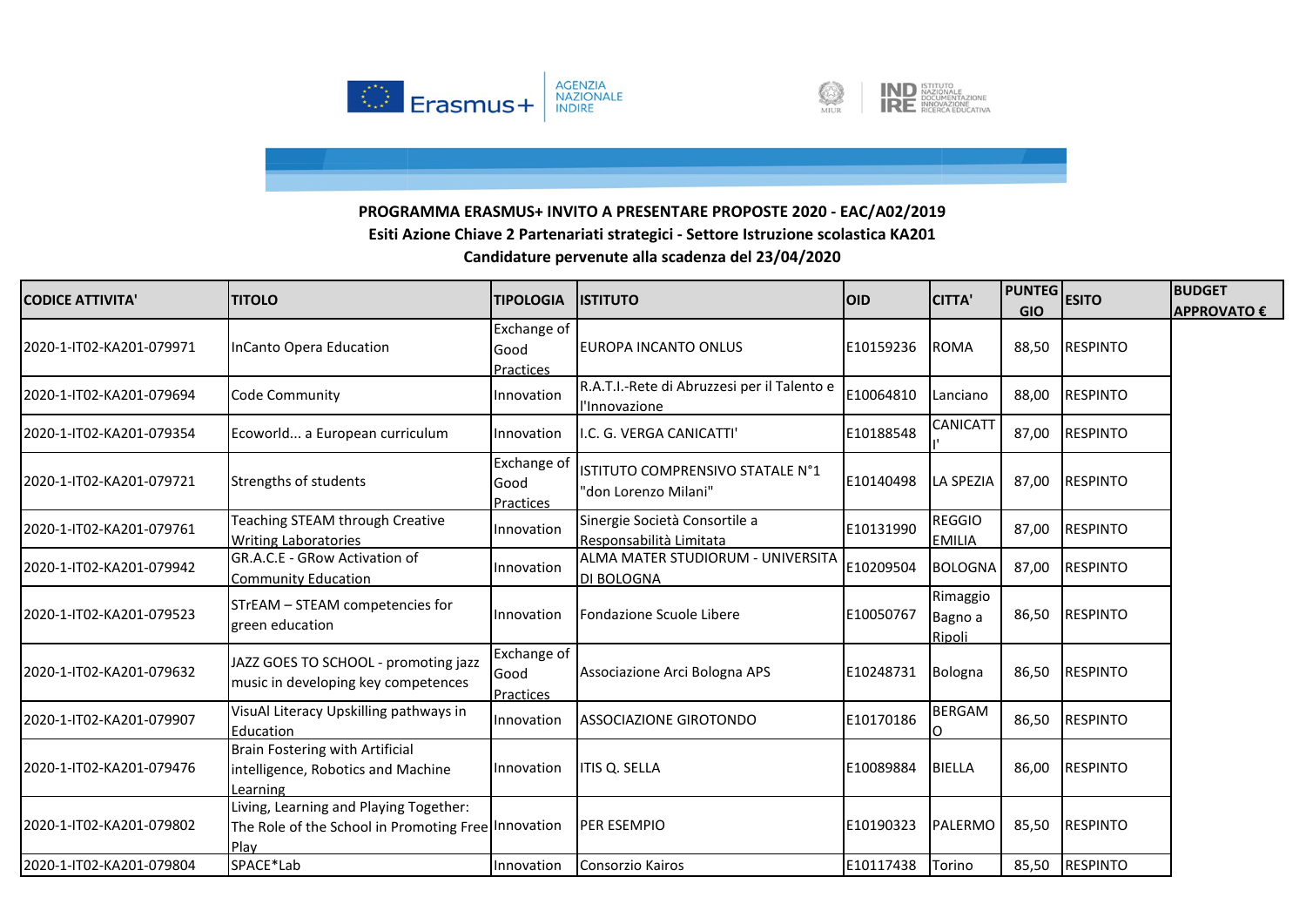**PROGRAMMA ERASMUS+ INVITO A PRESENTARE PROPOSTE 2020 - EAC/A02/2019**
**Esiti Azione Chiave 2 Partenariati strategici - Settore Istruzione scolastica KA201**
**Candidature pervenute alla scadenza del 23/04/2020**

| CODICE ATTIVITA' | TITOLO | TIPOLOGIA | ISTITUTO | OID | CITTA' | PUNTEGGIO | ESITO | BUDGET APPROVATO € |
|---|---|---|---|---|---|---|---|---|
| 2020-1-IT02-KA201-079971 | InCanto Opera Education | Exchange of Good Practices | EUROPA INCANTO ONLUS | E10159236 | ROMA | 88,50 | RESPINTO | |
| 2020-1-IT02-KA201-079694 | Code Community | Innovation | R.A.T.I.-Rete di Abruzzesi per il Talento e l'Innovazione | E10064810 | Lanciano | 88,00 | RESPINTO | |
| 2020-1-IT02-KA201-079354 | Ecoworld... a European curriculum | Innovation | I.C. G. VERGA CANICATTI' | E10188548 | CANICATTI' | 87,00 | RESPINTO | |
| 2020-1-IT02-KA201-079721 | Strengths of students | Exchange of Good Practices | ISTITUTO COMPRENSIVO STATALE N°1 "don Lorenzo Milani" | E10140498 | LA SPEZIA | 87,00 | RESPINTO | |
| 2020-1-IT02-KA201-079761 | Teaching STEAM through Creative Writing Laboratories | Innovation | Sinergie Società Consortile a Responsabilità Limitata | E10131990 | REGGIO EMILIA | 87,00 | RESPINTO | |
| 2020-1-IT02-KA201-079942 | GR.A.C.E - GRow Activation of Community Education | Innovation | ALMA MATER STUDIORUM - UNIVERSITA DI BOLOGNA | E10209504 | BOLOGNA | 87,00 | RESPINTO | |
| 2020-1-IT02-KA201-079523 | STrEAM – STEAM competencies for green education | Innovation | Fondazione Scuole Libere | E10050767 | Rimaggio Bagno a Ripoli | 86,50 | RESPINTO | |
| 2020-1-IT02-KA201-079632 | JAZZ GOES TO SCHOOL - promoting jazz music in developing key competences | Exchange of Good Practices | Associazione Arci Bologna APS | E10248731 | Bologna | 86,50 | RESPINTO | |
| 2020-1-IT02-KA201-079907 | VisuAl Literacy Upskilling pathways in Education | Innovation | ASSOCIAZIONE GIROTONDO | E10170186 | BERGAMO | 86,50 | RESPINTO | |
| 2020-1-IT02-KA201-079476 | Brain Fostering with Artificial intelligence, Robotics and Machine Learning | Innovation | ITIS Q. SELLA | E10089884 | BIELLA | 86,00 | RESPINTO | |
| 2020-1-IT02-KA201-079802 | Living, Learning and Playing Together: The Role of the School in Promoting Free Play | Innovation | PER ESEMPIO | E10190323 | PALERMO | 85,50 | RESPINTO | |
| 2020-1-IT02-KA201-079804 | SPACE*Lab | Innovation | Consorzio Kairos | E10117438 | Torino | 85,50 | RESPINTO | |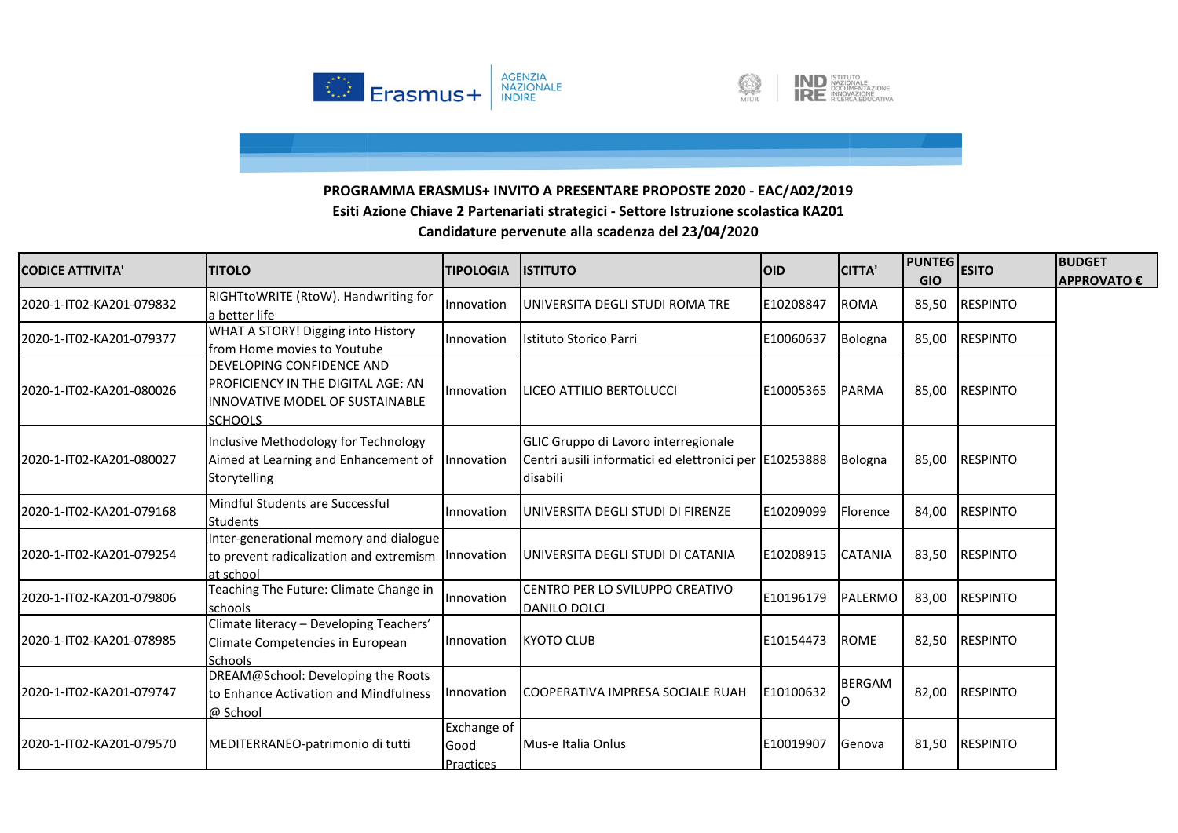**PROGRAMMA ERASMUS+ INVITO A PRESENTARE PROPOSTE 2020 - EAC/A02/2019**
**Esiti Azione Chiave 2 Partenariati strategici - Settore Istruzione scolastica KA201**
**Candidature pervenute alla scadenza del 23/04/2020**

| CODICE ATTIVITA' | TITOLO | TIPOLOGIA | ISTITUTO | OID | CITTA' | PUNTEGGIO | ESITO | BUDGET APPROVATO € |
|---|---|---|---|---|---|---|---|---|
| 2020-1-IT02-KA201-079832 | RIGHTtoWRITE (RtoW). Handwriting for a better life | Innovation | UNIVERSITA DEGLI STUDI ROMA TRE | E10208847 | ROMA | 85,50 | RESPINTO | |
| 2020-1-IT02-KA201-079377 | WHAT A STORY! Digging into History from Home movies to Youtube | Innovation | Istituto Storico Parri | E10060637 | Bologna | 85,00 | RESPINTO | |
| 2020-1-IT02-KA201-080026 | DEVELOPING CONFIDENCE AND PROFICIENCY IN THE DIGITAL AGE: AN INNOVATIVE MODEL OF SUSTAINABLE SCHOOLS | Innovation | LICEO ATTILIO BERTOLUCCI | E10005365 | PARMA | 85,00 | RESPINTO | |
| 2020-1-IT02-KA201-080027 | Inclusive Methodology for Technology Aimed at Learning and Enhancement of Storytelling | Innovation | GLIC Gruppo di Lavoro interregionale Centri ausili informatici ed elettronici per disabili | E10253888 | Bologna | 85,00 | RESPINTO | |
| 2020-1-IT02-KA201-079168 | Mindful Students are Successful Students | Innovation | UNIVERSITA DEGLI STUDI DI FIRENZE | E10209099 | Florence | 84,00 | RESPINTO | |
| 2020-1-IT02-KA201-079254 | Inter-generational memory and dialogue to prevent radicalization and extremism at school | Innovation | UNIVERSITA DEGLI STUDI DI CATANIA | E10208915 | CATANIA | 83,50 | RESPINTO | |
| 2020-1-IT02-KA201-079806 | Teaching The Future: Climate Change in schools | Innovation | CENTRO PER LO SVILUPPO CREATIVO DANILO DOLCI | E10196179 | PALERMO | 83,00 | RESPINTO | |
| 2020-1-IT02-KA201-078985 | Climate literacy – Developing Teachers' Climate Competencies in European Schools | Innovation | KYOTO CLUB | E10154473 | ROME | 82,50 | RESPINTO | |
| 2020-1-IT02-KA201-079747 | DREAM@School: Developing the Roots to Enhance Activation and Mindfulness @ School | Innovation | COOPERATIVA IMPRESA SOCIALE RUAH | E10100632 | BERGAMO | 82,00 | RESPINTO | |
| 2020-1-IT02-KA201-079570 | MEDITERRANEO-patrimonio di tutti | Exchange of Good Practices | Mus-e Italia Onlus | E10019907 | Genova | 81,50 | RESPINTO | |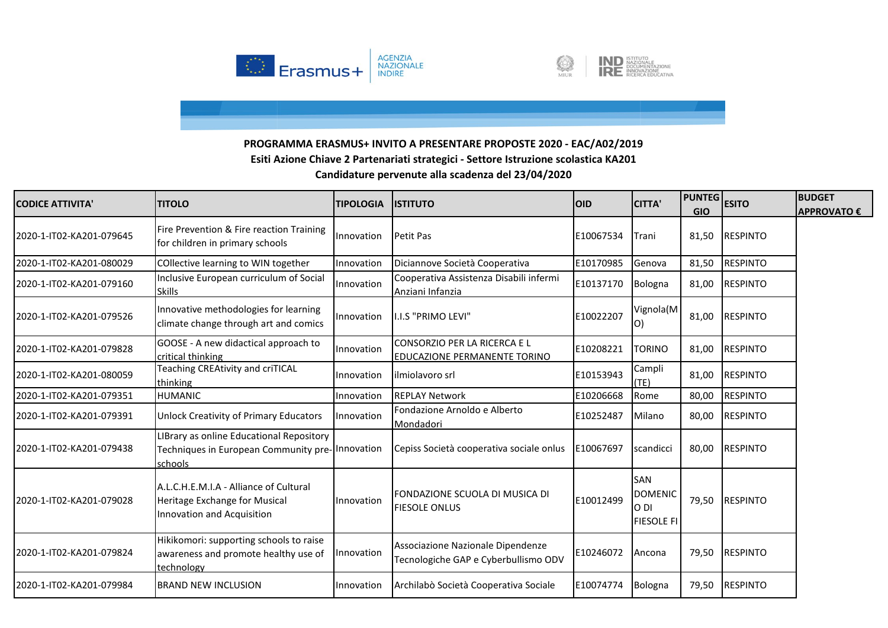**PROGRAMMA ERASMUS+ INVITO A PRESENTARE PROPOSTE 2020 - EAC/A02/2019**
**Esiti Azione Chiave 2 Partenariati strategici - Settore Istruzione scolastica KA201**
**Candidature pervenute alla scadenza del 23/04/2020**

| CODICE ATTIVITA' | TITOLO | TIPOLOGIA | ISTITUTO | OID | CITTA' | PUNTEGGIO | ESITO | BUDGET APPROVATO € |
|---|---|---|---|---|---|---|---|---|
| 2020-1-IT02-KA201-079645 | Fire Prevention & Fire reaction Training for children in primary schools | Innovation | Petit Pas | E10067534 | Trani | 81,50 | RESPINTO | |
| 2020-1-IT02-KA201-080029 | COllective learning to WIN together | Innovation | Diciannove Società Cooperativa | E10170985 | Genova | 81,50 | RESPINTO | |
| 2020-1-IT02-KA201-079160 | Inclusive European curriculum of Social Skills | Innovation | Cooperativa Assistenza Disabili infermi Anziani Infanzia | E10137170 | Bologna | 81,00 | RESPINTO | |
| 2020-1-IT02-KA201-079526 | Innovative methodologies for learning climate change through art and comics | Innovation | I.I.S "PRIMO LEVI" | E10022207 | Vignola(MO) | 81,00 | RESPINTO | |
| 2020-1-IT02-KA201-079828 | GOOSE - A new didactical approach to critical thinking | Innovation | CONSORZIO PER LA RICERCA E L EDUCAZIONE PERMANENTE TORINO | E10208221 | TORINO | 81,00 | RESPINTO | |
| 2020-1-IT02-KA201-080059 | Teaching CREAtivity and criTICAL thinking | Innovation | ilmiolavoro srl | E10153943 | Campli (TE) | 81,00 | RESPINTO | |
| 2020-1-IT02-KA201-079351 | HUMANIC | Innovation | REPLAY Network | E10206668 | Rome | 80,00 | RESPINTO | |
| 2020-1-IT02-KA201-079391 | Unlock Creativity of Primary Educators | Innovation | Fondazione Arnoldo e Alberto Mondadori | E10252487 | Milano | 80,00 | RESPINTO | |
| 2020-1-IT02-KA201-079438 | LIBrary as online Educational Repository Techniques in European Community pre-schools | Innovation | Cepiss Società cooperativa sociale onlus | E10067697 | scandicci | 80,00 | RESPINTO | |
| 2020-1-IT02-KA201-079028 | A.L.C.H.E.M.I.A - Alliance of Cultural Heritage Exchange for Musical Innovation and Acquisition | Innovation | FONDAZIONE SCUOLA DI MUSICA DI FIESOLE ONLUS | E10012499 | SAN DOMENICO DI FIESOLE FI | 79,50 | RESPINTO | |
| 2020-1-IT02-KA201-079824 | Hikikomori: supporting schools to raise awareness and promote healthy use of technology | Innovation | Associazione Nazionale Dipendenze Tecnologiche GAP e Cyberbullismo ODV | E10246072 | Ancona | 79,50 | RESPINTO | |
| 2020-1-IT02-KA201-079984 | BRAND NEW INCLUSION | Innovation | Archilabò Società Cooperativa Sociale | E10074774 | Bologna | 79,50 | RESPINTO | |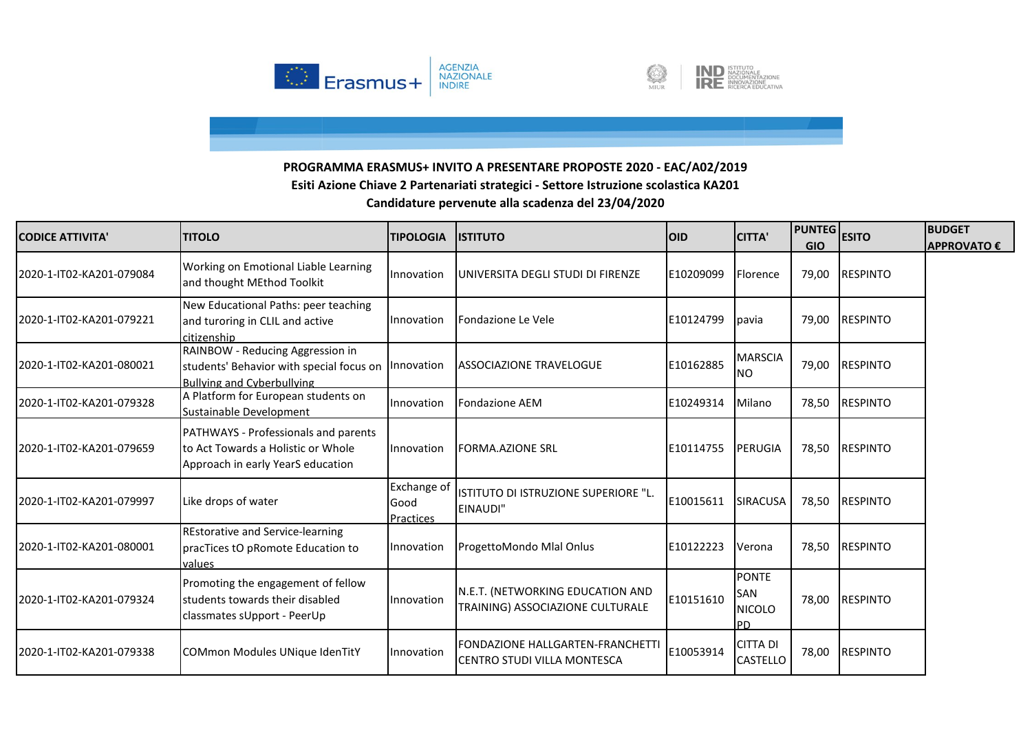**PROGRAMMA ERASMUS+ INVITO A PRESENTARE PROPOSTE 2020 - EAC/A02/2019**

**Esiti Azione Chiave 2 Partenariati strategici - Settore Istruzione scolastica KA201**

**Candidature pervenute alla scadenza del 23/04/2020**

| CODICE ATTIVITA' | TITOLO | TIPOLOGIA | ISTITUTO | OID | CITTA' | PUNTEGGIO | ESITO | BUDGET APPROVATO € |
|---|---|---|---|---|---|---|---|---|
| 2020-1-IT02-KA201-079084 | Working on Emotional Liable Learning and thought MEthod Toolkit | Innovation | UNIVERSITA DEGLI STUDI DI FIRENZE | E10209099 | Florence | 79,00 | RESPINTO | |
| 2020-1-IT02-KA201-079221 | New Educational Paths: peer teaching and turoring in CLIL and active citizenship | Innovation | Fondazione Le Vele | E10124799 | pavia | 79,00 | RESPINTO | |
| 2020-1-IT02-KA201-080021 | RAINBOW - Reducing Aggression in students' Behavior with special focus on Bullying and Cyberbullying | Innovation | ASSOCIAZIONE TRAVELOGUE | E10162885 | MARSCIANO | 79,00 | RESPINTO | |
| 2020-1-IT02-KA201-079328 | A Platform for European students on Sustainable Development | Innovation | Fondazione AEM | E10249314 | Milano | 78,50 | RESPINTO | |
| 2020-1-IT02-KA201-079659 | PATHWAYS - Professionals and parents to Act Towards a Holistic or Whole Approach in early YearS education | Innovation | FORMA.AZIONE SRL | E10114755 | PERUGIA | 78,50 | RESPINTO | |
| 2020-1-IT02-KA201-079997 | Like drops of water | Exchange of Good Practices | ISTITUTO DI ISTRUZIONE SUPERIORE "L. EINAUDI" | E10015611 | SIRACUSA | 78,50 | RESPINTO | |
| 2020-1-IT02-KA201-080001 | REstorative and Service-learning pracTices tO pRomote Education to values | Innovation | ProgettoMondo Mlal Onlus | E10122223 | Verona | 78,50 | RESPINTO | |
| 2020-1-IT02-KA201-079324 | Promoting the engagement of fellow students towards their disabled classmates sUpport - PeerUp | Innovation | N.E.T. (NETWORKING EDUCATION AND TRAINING) ASSOCIAZIONE CULTURALE | E10151610 | PONTE SAN NICOLO PD | 78,00 | RESPINTO | |
| 2020-1-IT02-KA201-079338 | COMmon Modules UNique IdenTitY | Innovation | FONDAZIONE HALLGARTEN-FRANCHETTI CENTRO STUDI VILLA MONTESCA | E10053914 | CITTA DI CASTELLO | 78,00 | RESPINTO | |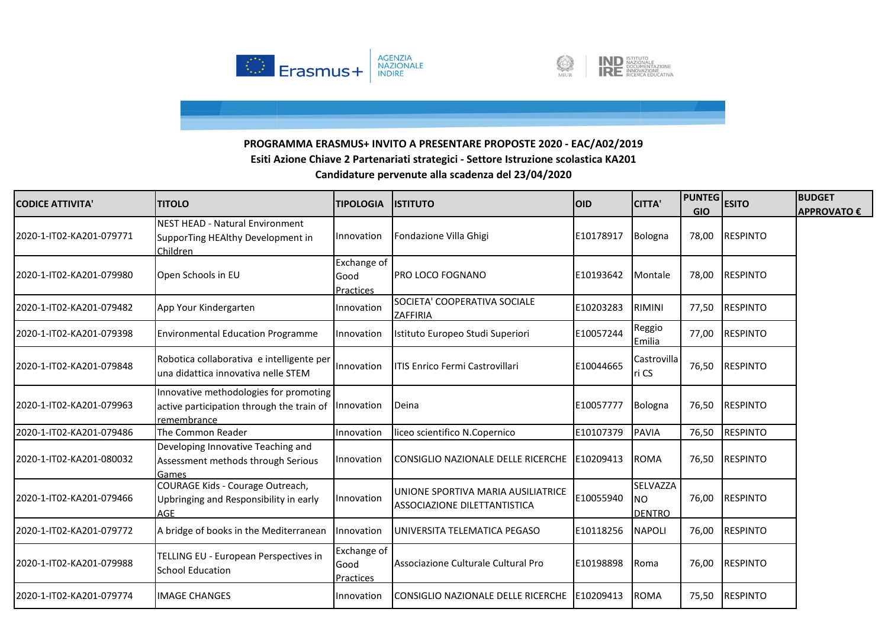**PROGRAMMA ERASMUS+ INVITO A PRESENTARE PROPOSTE 2020 - EAC/A02/2019**
**Esiti Azione Chiave 2 Partenariati strategici - Settore Istruzione scolastica KA201**
**Candidature pervenute alla scadenza del 23/04/2020**

| CODICE ATTIVITA' | TITOLO | TIPOLOGIA | ISTITUTO | OID | CITTA' | PUNTEGGIO | ESITO | BUDGET APPROVATO € |
|---|---|---|---|---|---|---|---|---|
| 2020-1-IT02-KA201-079771 | NEST HEAD - Natural Environment SupporTing HEAlthy Development in Children | Innovation | Fondazione Villa Ghigi | E10178917 | Bologna | 78,00 | RESPINTO | |
| 2020-1-IT02-KA201-079980 | Open Schools in EU | Exchange of Good Practices | PRO LOCO FOGNANO | E10193642 | Montale | 78,00 | RESPINTO | |
| 2020-1-IT02-KA201-079482 | App Your Kindergarten | Innovation | SOCIETA' COOPERATIVA SOCIALE ZAFFIRIA | E10203283 | RIMINI | 77,50 | RESPINTO | |
| 2020-1-IT02-KA201-079398 | Environmental Education Programme | Innovation | Istituto Europeo Studi Superiori | E10057244 | Reggio Emilia | 77,00 | RESPINTO | |
| 2020-1-IT02-KA201-079848 | Robotica collaborativa e intelligente per una didattica innovativa nelle STEM | Innovation | ITIS Enrico Fermi Castrovillari | E10044665 | Castrovillari CS | 76,50 | RESPINTO | |
| 2020-1-IT02-KA201-079963 | Innovative methodologies for promoting active participation through the train of remembrance | Innovation | Deina | E10057777 | Bologna | 76,50 | RESPINTO | |
| 2020-1-IT02-KA201-079486 | The Common Reader | Innovation | liceo scientifico N.Copernico | E10107379 | PAVIA | 76,50 | RESPINTO | |
| 2020-1-IT02-KA201-080032 | Developing Innovative Teaching and Assessment methods through Serious Games | Innovation | CONSIGLIO NAZIONALE DELLE RICERCHE | E10209413 | ROMA | 76,50 | RESPINTO | |
| 2020-1-IT02-KA201-079466 | COURAGE Kids - Courage Outreach, Upbringing and Responsibility in early AGE | Innovation | UNIONE SPORTIVA MARIA AUSILIATRICE ASSOCIAZIONE DILETTANTISTICA | E10055940 | SELVAZZANO DENTRO | 76,00 | RESPINTO | |
| 2020-1-IT02-KA201-079772 | A bridge of books in the Mediterranean | Innovation | UNIVERSITA TELEMATICA PEGASO | E10118256 | NAPOLI | 76,00 | RESPINTO | |
| 2020-1-IT02-KA201-079988 | TELLING EU - European Perspectives in School Education | Exchange of Good Practices | Associazione Culturale Cultural Pro | E10198898 | Roma | 76,00 | RESPINTO | |
| 2020-1-IT02-KA201-079774 | IMAGE CHANGES | Innovation | CONSIGLIO NAZIONALE DELLE RICERCHE | E10209413 | ROMA | 75,50 | RESPINTO | |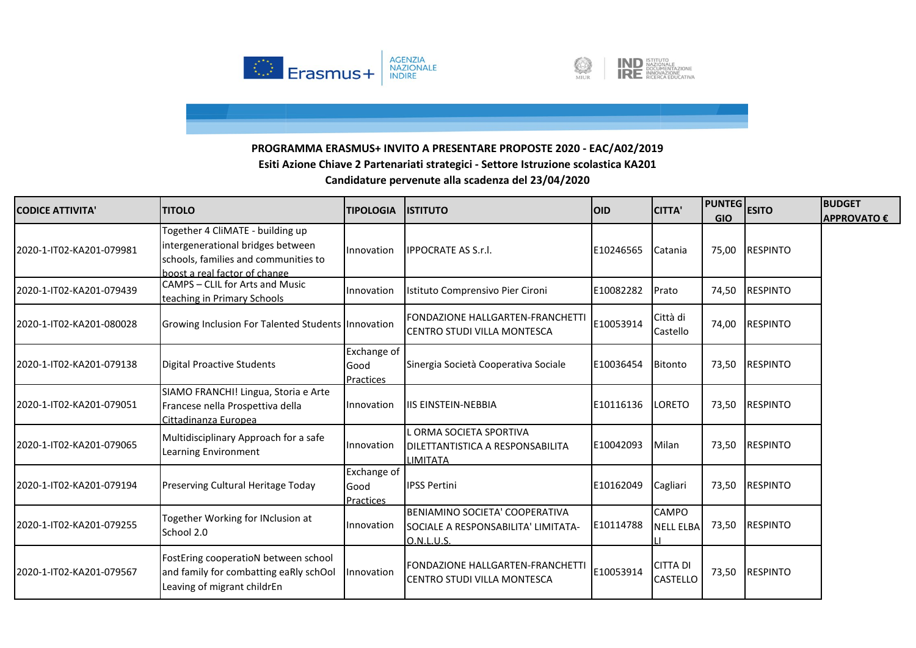**PROGRAMMA ERASMUS+ INVITO A PRESENTARE PROPOSTE 2020 - EAC/A02/2019**

**Esiti Azione Chiave 2 Partenariati strategici - Settore Istruzione scolastica KA201**

**Candidature pervenute alla scadenza del 23/04/2020**

| CODICE ATTIVITA' | TITOLO | TIPOLOGIA | ISTITUTO | OID | CITTA' | PUNTEGGIO | ESITO | BUDGET APPROVATO € |
|---|---|---|---|---|---|---|---|---|
| 2020-1-IT02-KA201-079981 | Together 4 CliMATE - building up intergenerational bridges between schools, families and communities to boost a real factor of change | Innovation | IPPOCRATE AS S.r.l. | E10246565 | Catania | 75,00 | RESPINTO | |
| 2020-1-IT02-KA201-079439 | CAMPS – CLIL for Arts and Music teaching in Primary Schools | Innovation | Istituto Comprensivo Pier Cironi | E10082282 | Prato | 74,50 | RESPINTO | |
| 2020-1-IT02-KA201-080028 | Growing Inclusion For Talented Students | Innovation | FONDAZIONE HALLGARTEN-FRANCHETTI CENTRO STUDI VILLA MONTESCA | E10053914 | Città di Castello | 74,00 | RESPINTO | |
| 2020-1-IT02-KA201-079138 | Digital Proactive Students | Exchange of Good Practices | Sinergia Società Cooperativa Sociale | E10036454 | Bitonto | 73,50 | RESPINTO | |
| 2020-1-IT02-KA201-079051 | SIAMO FRANCHI! Lingua, Storia e Arte Francese nella Prospettiva della Cittadinanza Europea | Innovation | IIS EINSTEIN-NEBBIA | E10116136 | LORETO | 73,50 | RESPINTO | |
| 2020-1-IT02-KA201-079065 | Multidisciplinary Approach for a safe Learning Environment | Innovation | L ORMA SOCIETA SPORTIVA DILETTANTISTICA A RESPONSABILITA LIMITATA | E10042093 | Milan | 73,50 | RESPINTO | |
| 2020-1-IT02-KA201-079194 | Preserving Cultural Heritage Today | Exchange of Good Practices | IPSS Pertini | E10162049 | Cagliari | 73,50 | RESPINTO | |
| 2020-1-IT02-KA201-079255 | Together Working for INclusion at School 2.0 | Innovation | BENIAMINO SOCIETA' COOPERATIVA SOCIALE A RESPONSABILITA' LIMITATA-O.N.L.U.S. | E10114788 | CAMPO NELL ELBA LI | 73,50 | RESPINTO | |
| 2020-1-IT02-KA201-079567 | FostEring cooperatioN between school and family for combatting eaRly schOol Leaving of migrant childrEn | Innovation | FONDAZIONE HALLGARTEN-FRANCHETTI CENTRO STUDI VILLA MONTESCA | E10053914 | CITTA DI CASTELLO | 73,50 | RESPINTO | |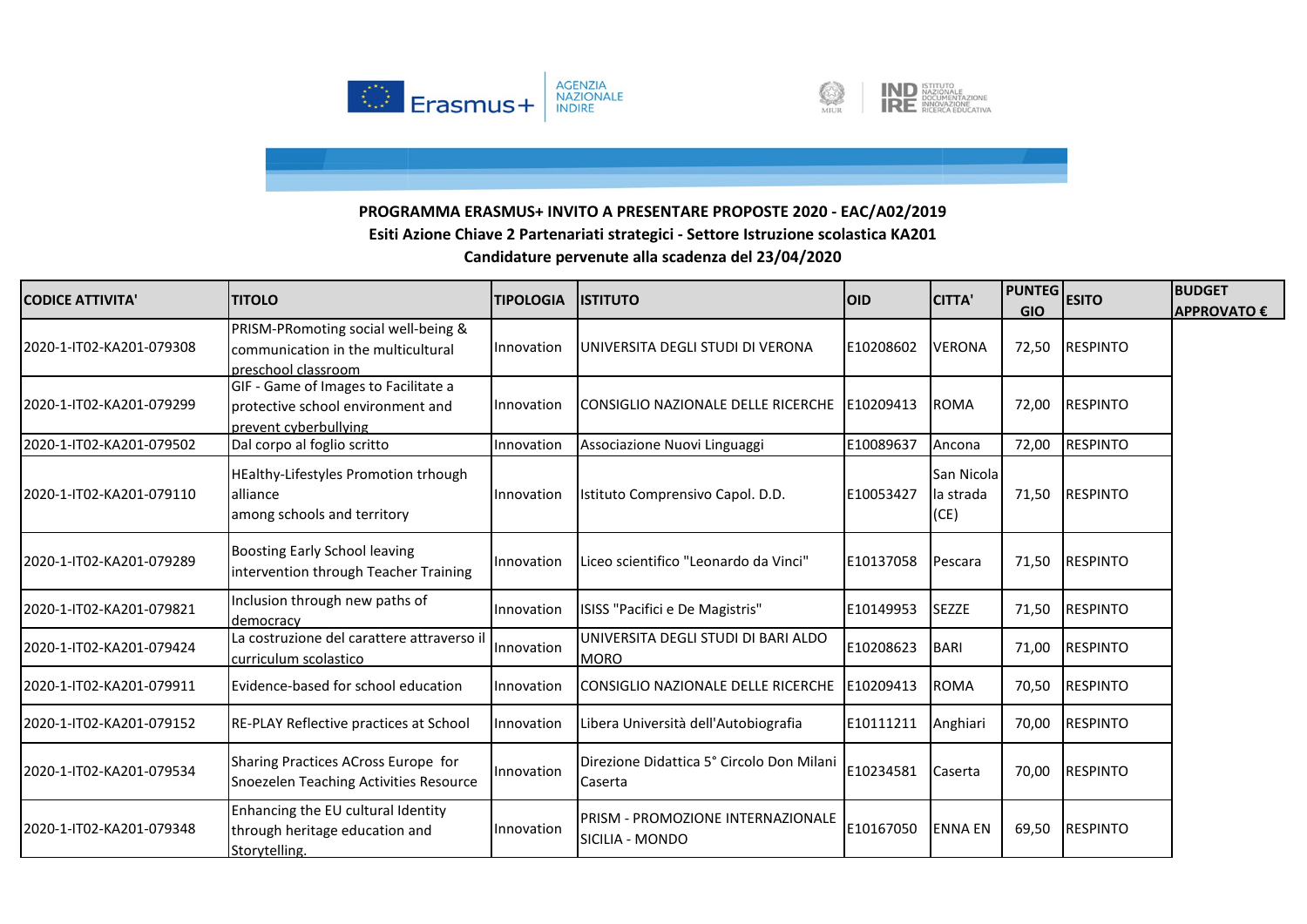**PROGRAMMA ERASMUS+ INVITO A PRESENTARE PROPOSTE 2020 - EAC/A02/2019**
**Esiti Azione Chiave 2 Partenariati strategici - Settore Istruzione scolastica KA201**
**Candidature pervenute alla scadenza del 23/04/2020**

| CODICE ATTIVITA' | TITOLO | TIPOLOGIA | ISTITUTO | OID | CITTA' | PUNTEGGIO | ESITO | BUDGET APPROVATO € |
|---|---|---|---|---|---|---|---|---|
| 2020-1-IT02-KA201-079308 | PRISM-PRomoting social well-being & communication in the multicultural preschool classroom | Innovation | UNIVERSITA DEGLI STUDI DI VERONA | E10208602 | VERONA | 72,50 | RESPINTO | |
| 2020-1-IT02-KA201-079299 | GIF - Game of Images to Facilitate a protective school environment and prevent cyberbullying | Innovation | CONSIGLIO NAZIONALE DELLE RICERCHE | E10209413 | ROMA | 72,00 | RESPINTO | |
| 2020-1-IT02-KA201-079502 | Dal corpo al foglio scritto | Innovation | Associazione Nuovi Linguaggi | E10089637 | Ancona | 72,00 | RESPINTO | |
| 2020-1-IT02-KA201-079110 | HEalthy-Lifestyles Promotion trhough alliance among schools and territory | Innovation | Istituto Comprensivo Capol. D.D. | E10053427 | San Nicola la strada (CE) | 71,50 | RESPINTO | |
| 2020-1-IT02-KA201-079289 | Boosting Early School leaving intervention through Teacher Training | Innovation | Liceo scientifico "Leonardo da Vinci" | E10137058 | Pescara | 71,50 | RESPINTO | |
| 2020-1-IT02-KA201-079821 | Inclusion through new paths of democracy | Innovation | ISISS "Pacifici e De Magistris" | E10149953 | SEZZE | 71,50 | RESPINTO | |
| 2020-1-IT02-KA201-079424 | La costruzione del carattere attraverso il curriculum scolastico | Innovation | UNIVERSITA DEGLI STUDI DI BARI ALDO MORO | E10208623 | BARI | 71,00 | RESPINTO | |
| 2020-1-IT02-KA201-079911 | Evidence-based for school education | Innovation | CONSIGLIO NAZIONALE DELLE RICERCHE | E10209413 | ROMA | 70,50 | RESPINTO | |
| 2020-1-IT02-KA201-079152 | RE-PLAY Reflective practices at School | Innovation | Libera Università dell'Autobiografia | E10111211 | Anghiari | 70,00 | RESPINTO | |
| 2020-1-IT02-KA201-079534 | Sharing Practices ACross Europe for Snoezelen Teaching Activities Resource | Innovation | Direzione Didattica 5° Circolo Don Milani Caserta | E10234581 | Caserta | 70,00 | RESPINTO | |
| 2020-1-IT02-KA201-079348 | Enhancing the EU cultural Identity through heritage education and Storytelling. | Innovation | PRISM - PROMOZIONE INTERNAZIONALE SICILIA - MONDO | E10167050 | ENNA EN | 69,50 | RESPINTO | |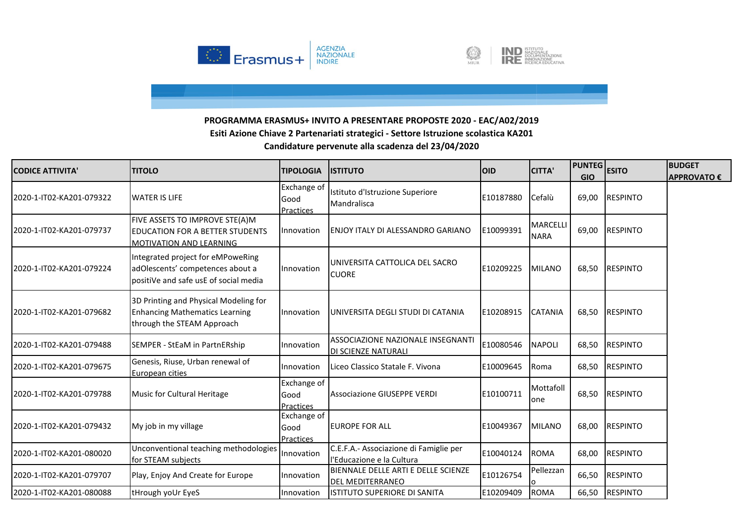**PROGRAMMA ERASMUS+ INVITO A PRESENTARE PROPOSTE 2020 - EAC/A02/2019**
**Esiti Azione Chiave 2 Partenariati strategici - Settore Istruzione scolastica KA201**
**Candidature pervenute alla scadenza del 23/04/2020**

| CODICE ATTIVITA' | TITOLO | TIPOLOGIA | ISTITUTO | OID | CITTA' | PUNTEGGIO | ESITO | BUDGET APPROVATO € |
|---|---|---|---|---|---|---|---|---|
| 2020-1-IT02-KA201-079322 | WATER IS LIFE | Exchange of Good Practices | Istituto d'Istruzione Superiore Mandralisca | E10187880 | Cefalù | 69,00 | RESPINTO | |
| 2020-1-IT02-KA201-079737 | FIVE ASSETS TO IMPROVE STE(A)M EDUCATION FOR A BETTER STUDENTS MOTIVATION AND LEARNING | Innovation | ENJOY ITALY DI ALESSANDRO GARIANO | E10099391 | MARCELLINARA | 69,00 | RESPINTO | |
| 2020-1-IT02-KA201-079224 | Integrated project for eMPoweRing adOlescents' competences about a positiVe and safe usE of social media | Innovation | UNIVERSITA CATTOLICA DEL SACRO CUORE | E10209225 | MILANO | 68,50 | RESPINTO | |
| 2020-1-IT02-KA201-079682 | 3D Printing and Physical Modeling for Enhancing Mathematics Learning through the STEAM Approach | Innovation | UNIVERSITA DEGLI STUDI DI CATANIA | E10208915 | CATANIA | 68,50 | RESPINTO | |
| 2020-1-IT02-KA201-079488 | SEMPER - StEaM in PartnERship | Innovation | ASSOCIAZIONE NAZIONALE INSEGNANTI DI SCIENZE NATURALI | E10080546 | NAPOLI | 68,50 | RESPINTO | |
| 2020-1-IT02-KA201-079675 | Genesis, Riuse, Urban renewal of European cities | Innovation | Liceo Classico Statale F. Vivona | E10009645 | Roma | 68,50 | RESPINTO | |
| 2020-1-IT02-KA201-079788 | Music for Cultural Heritage | Exchange of Good Practices | Associazione GIUSEPPE VERDI | E10100711 | Mottafollone | 68,50 | RESPINTO | |
| 2020-1-IT02-KA201-079432 | My job in my village | Exchange of Good Practices | EUROPE FOR ALL | E10049367 | MILANO | 68,00 | RESPINTO | |
| 2020-1-IT02-KA201-080020 | Unconventional teaching methodologies for STEAM subjects | Innovation | C.E.F.A.- Associazione di Famiglie per l'Educazione e la Cultura | E10040124 | ROMA | 68,00 | RESPINTO | |
| 2020-1-IT02-KA201-079707 | Play, Enjoy And Create for Europe | Innovation | BIENNALE DELLE ARTI E DELLE SCIENZE DEL MEDITERRANEO | E10126754 | Pellezzano | 66,50 | RESPINTO | |
| 2020-1-IT02-KA201-080088 | tHrough yoUr EyeS | Innovation | ISTITUTO SUPERIORE DI SANITA | E10209409 | ROMA | 66,50 | RESPINTO | |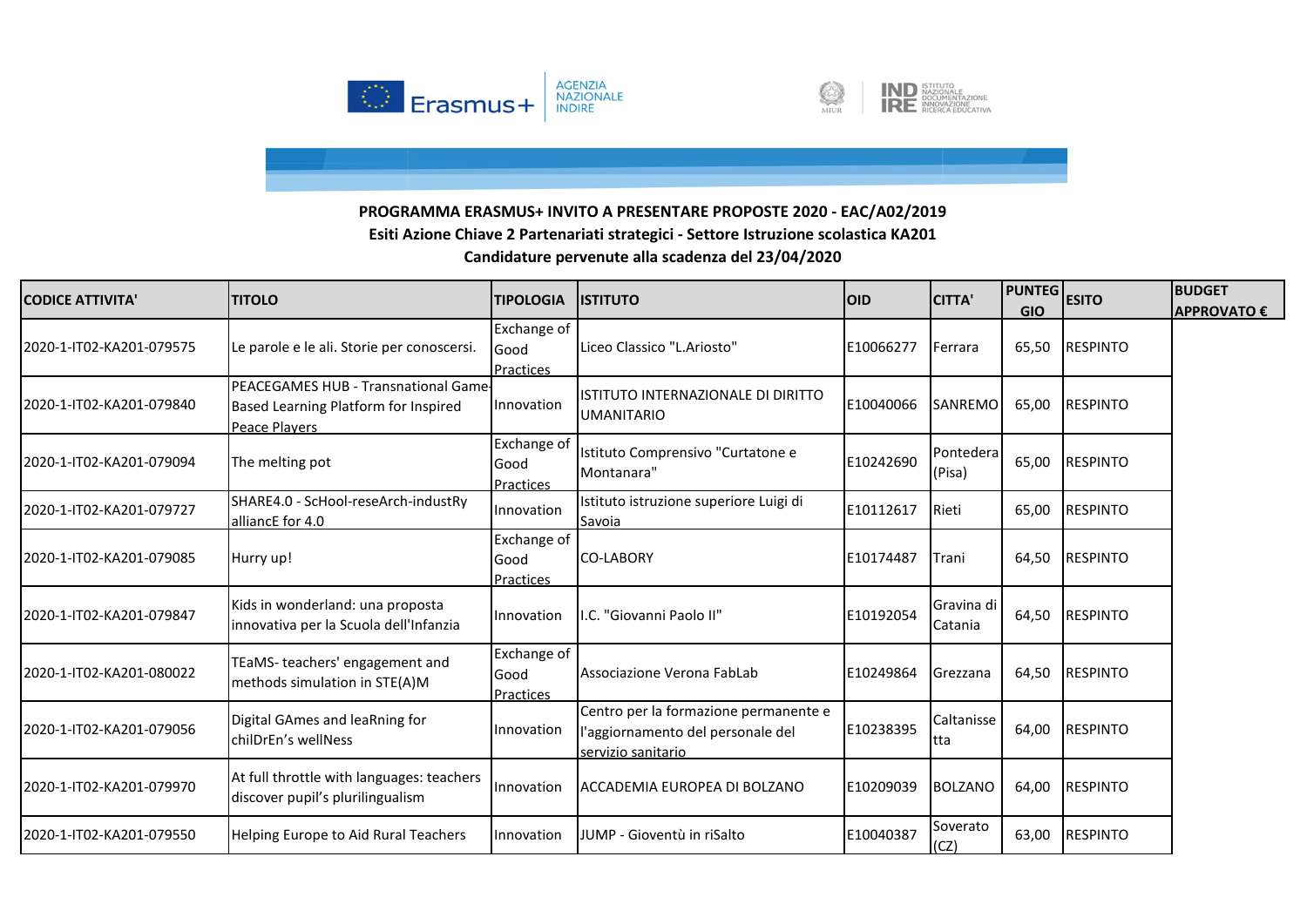**PROGRAMMA ERASMUS+ INVITO A PRESENTARE PROPOSTE 2020 - EAC/A02/2019**

**Esiti Azione Chiave 2 Partenariati strategici - Settore Istruzione scolastica KA201**

**Candidature pervenute alla scadenza del 23/04/2020**

| CODICE ATTIVITA' | TITOLO | TIPOLOGIA | ISTITUTO | OID | CITTA' | PUNTEGGIO | ESITO | BUDGET APPROVATO € |
|---|---|---|---|---|---|---|---|---|
| 2020-1-IT02-KA201-079575 | Le parole e le ali. Storie per conoscersi. | Exchange of Good Practices | Liceo Classico "L.Ariosto" | E10066277 | Ferrara | 65,50 | RESPINTO | |
| 2020-1-IT02-KA201-079840 | PEACEGAMES HUB - Transnational Game-Based Learning Platform for Inspired Peace Players | Innovation | ISTITUTO INTERNAZIONALE DI DIRITTO UMANITARIO | E10040066 | SANREMO | 65,00 | RESPINTO | |
| 2020-1-IT02-KA201-079094 | The melting pot | Exchange of Good Practices | Istituto Comprensivo "Curtatone e Montanara" | E10242690 | Pontedera (Pisa) | 65,00 | RESPINTO | |
| 2020-1-IT02-KA201-079727 | SHARE4.0 - ScHool-reseArch-industRy alliancE for 4.0 | Innovation | Istituto istruzione superiore Luigi di Savoia | E10112617 | Rieti | 65,00 | RESPINTO | |
| 2020-1-IT02-KA201-079085 | Hurry up! | Exchange of Good Practices | CO-LABORY | E10174487 | Trani | 64,50 | RESPINTO | |
| 2020-1-IT02-KA201-079847 | Kids in wonderland: una proposta innovativa per la Scuola dell'Infanzia | Innovation | I.C. "Giovanni Paolo II" | E10192054 | Gravina di Catania | 64,50 | RESPINTO | |
| 2020-1-IT02-KA201-080022 | TEaMS- teachers' engagement and methods simulation in STE(A)M | Exchange of Good Practices | Associazione Verona FabLab | E10249864 | Grezzana | 64,50 | RESPINTO | |
| 2020-1-IT02-KA201-079056 | Digital GAmes and leaRning for chilDrEn's wellNess | Innovation | Centro per la formazione permanente e l'aggiornamento del personale del servizio sanitario | E10238395 | Caltanissetta | 64,00 | RESPINTO | |
| 2020-1-IT02-KA201-079970 | At full throttle with languages: teachers discover pupil's plurilingualism | Innovation | ACCADEMIA EUROPEA DI BOLZANO | E10209039 | BOLZANO | 64,00 | RESPINTO | |
| 2020-1-IT02-KA201-079550 | Helping Europe to Aid Rural Teachers | Innovation | JUMP - Gioventù in riSalto | E10040387 | Soverato (CZ) | 63,00 | RESPINTO | |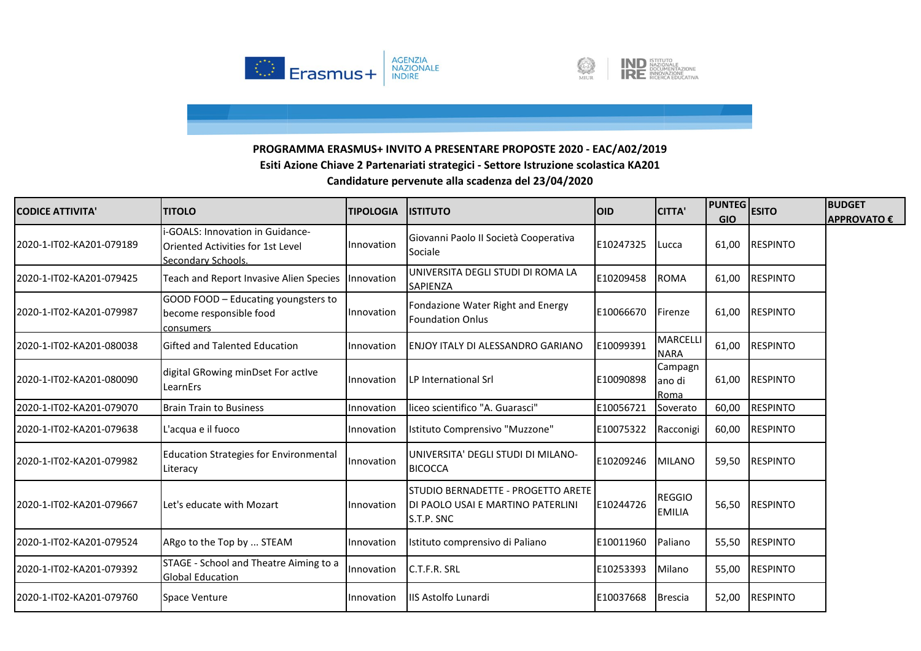**PROGRAMMA ERASMUS+ INVITO A PRESENTARE PROPOSTE 2020 - EAC/A02/2019**

**Esiti Azione Chiave 2 Partenariati strategici - Settore Istruzione scolastica KA201**

**Candidature pervenute alla scadenza del 23/04/2020**

| CODICE ATTIVITA' | TITOLO | TIPOLOGIA | ISTITUTO | OID | CITTA' | PUNTEGGIO | ESITO | BUDGET APPROVATO € |
|---|---|---|---|---|---|---|---|---|
| 2020-1-IT02-KA201-079189 | i-GOALS: Innovation in Guidance-Oriented Activities for 1st Level Secondary Schools. | Innovation | Giovanni Paolo II Società Cooperativa Sociale | E10247325 | Lucca | 61,00 | RESPINTO | |
| 2020-1-IT02-KA201-079425 | Teach and Report Invasive Alien Species | Innovation | UNIVERSITA DEGLI STUDI DI ROMA LA SAPIENZA | E10209458 | ROMA | 61,00 | RESPINTO | |
| 2020-1-IT02-KA201-079987 | GOOD FOOD – Educating youngsters to become responsible food consumers | Innovation | Fondazione Water Right and Energy Foundation Onlus | E10066670 | Firenze | 61,00 | RESPINTO | |
| 2020-1-IT02-KA201-080038 | Gifted and Talented Education | Innovation | ENJOY ITALY DI ALESSANDRO GARIANO | E10099391 | MARCELLINARA | 61,00 | RESPINTO | |
| 2020-1-IT02-KA201-080090 | digital GRowing minDset For actIve LearnErs | Innovation | LP International Srl | E10090898 | Campagnano di Roma | 61,00 | RESPINTO | |
| 2020-1-IT02-KA201-079070 | Brain Train to Business | Innovation | liceo scientifico "A. Guarasci" | E10056721 | Soverato | 60,00 | RESPINTO | |
| 2020-1-IT02-KA201-079638 | L'acqua e il fuoco | Innovation | Istituto Comprensivo "Muzzone" | E10075322 | Racconigi | 60,00 | RESPINTO | |
| 2020-1-IT02-KA201-079982 | Education Strategies for Environmental Literacy | Innovation | UNIVERSITA' DEGLI STUDI DI MILANO-BICOCCA | E10209246 | MILANO | 59,50 | RESPINTO | |
| 2020-1-IT02-KA201-079667 | Let's educate with Mozart | Innovation | STUDIO BERNADETTE - PROGETTO ARETE DI PAOLO USAI E MARTINO PATERLINI S.T.P. SNC | E10244726 | REGGIO EMILIA | 56,50 | RESPINTO | |
| 2020-1-IT02-KA201-079524 | ARgo to the Top by ... STEAM | Innovation | Istituto comprensivo di Paliano | E10011960 | Paliano | 55,50 | RESPINTO | |
| 2020-1-IT02-KA201-079392 | STAGE - School and Theatre Aiming to a Global Education | Innovation | C.T.F.R. SRL | E10253393 | Milano | 55,00 | RESPINTO | |
| 2020-1-IT02-KA201-079760 | Space Venture | Innovation | IIS Astolfo Lunardi | E10037668 | Brescia | 52,00 | RESPINTO | |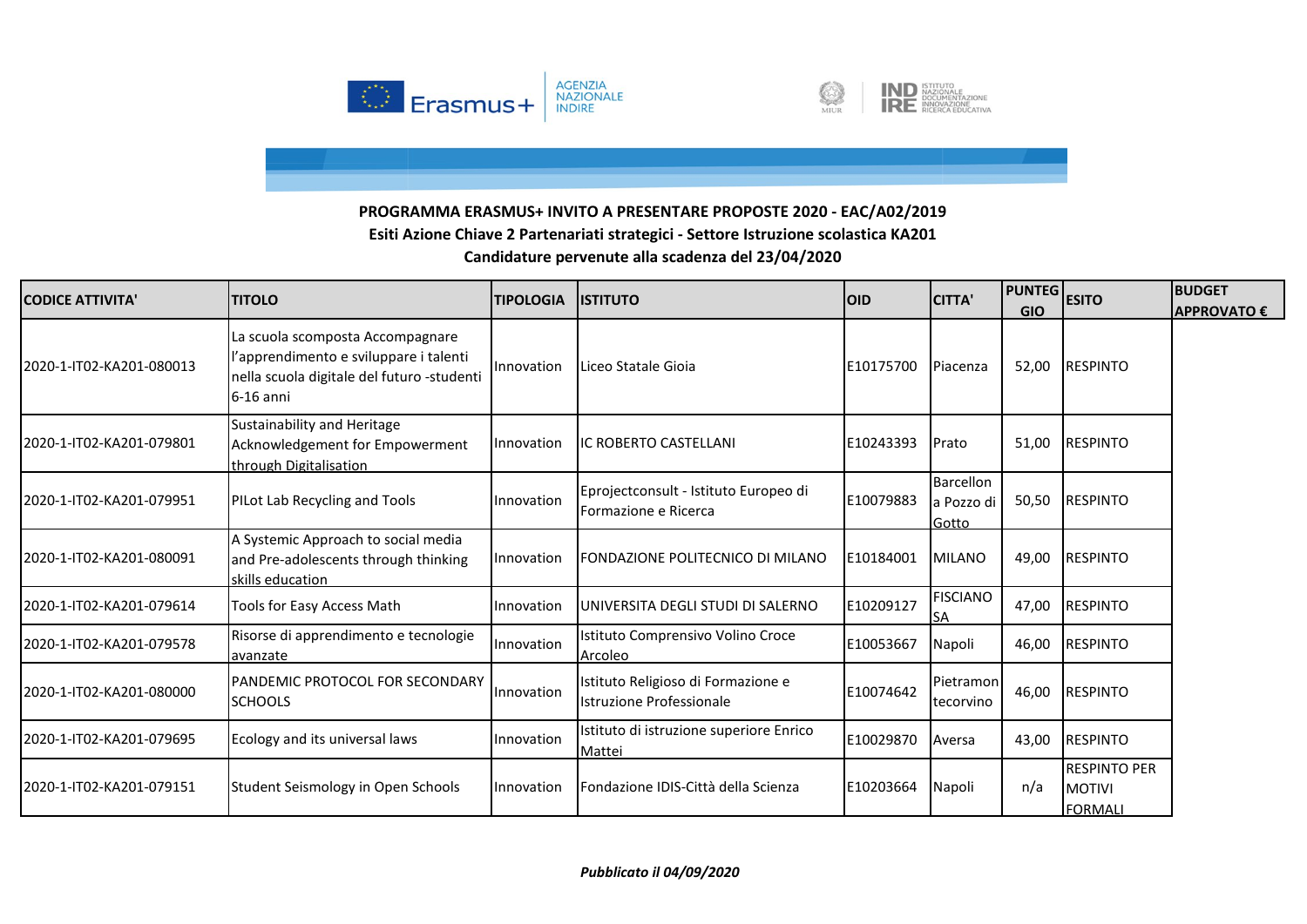**PROGRAMMA ERASMUS+ INVITO A PRESENTARE PROPOSTE 2020 - EAC/A02/2019**
**Esiti Azione Chiave 2 Partenariati strategici - Settore Istruzione scolastica KA201**
**Candidature pervenute alla scadenza del 23/04/2020**

| CODICE ATTIVITA' | TITOLO | TIPOLOGIA | ISTITUTO | OID | CITTA' | PUNTEGGIO | ESITO | BUDGET APPROVATO € |
|---|---|---|---|---|---|---|---|---|
| 2020-1-IT02-KA201-080013 | La scuola scomposta Accompagnare l'apprendimento e sviluppare i talenti nella scuola digitale del futuro -studenti 6-16 anni | Innovation | Liceo Statale Gioia | E10175700 | Piacenza | 52,00 | RESPINTO | |
| 2020-1-IT02-KA201-079801 | Sustainability and Heritage Acknowledgement for Empowerment through Digitalisation | Innovation | IC ROBERTO CASTELLANI | E10243393 | Prato | 51,00 | RESPINTO | |
| 2020-1-IT02-KA201-079951 | PILot Lab Recycling and Tools | Innovation | Eprojectconsult - Istituto Europeo di Formazione e Ricerca | E10079883 | Barcellona Pozzo di Gotto | 50,50 | RESPINTO | |
| 2020-1-IT02-KA201-080091 | A Systemic Approach to social media and Pre-adolescents through thinking skills education | Innovation | FONDAZIONE POLITECNICO DI MILANO | E10184001 | MILANO | 49,00 | RESPINTO | |
| 2020-1-IT02-KA201-079614 | Tools for Easy Access Math | Innovation | UNIVERSITA DEGLI STUDI DI SALERNO | E10209127 | FISCIANO SA | 47,00 | RESPINTO | |
| 2020-1-IT02-KA201-079578 | Risorse di apprendimento e tecnologie avanzate | Innovation | Istituto Comprensivo Volino Croce Arcoleo | E10053667 | Napoli | 46,00 | RESPINTO | |
| 2020-1-IT02-KA201-080000 | PANDEMIC PROTOCOL FOR SECONDARY SCHOOLS | Innovation | Istituto Religioso di Formazione e Istruzione Professionale | E10074642 | Pietramontecorvino | 46,00 | RESPINTO | |
| 2020-1-IT02-KA201-079695 | Ecology and its universal laws | Innovation | Istituto di istruzione superiore Enrico Mattei | E10029870 | Aversa | 43,00 | RESPINTO | |
| 2020-1-IT02-KA201-079151 | Student Seismology in Open Schools | Innovation | Fondazione IDIS-Città della Scienza | E10203664 | Napoli | n/a | RESPINTO PER MOTIVI FORMALI | |

***Pubblicato il 04/09/2020***